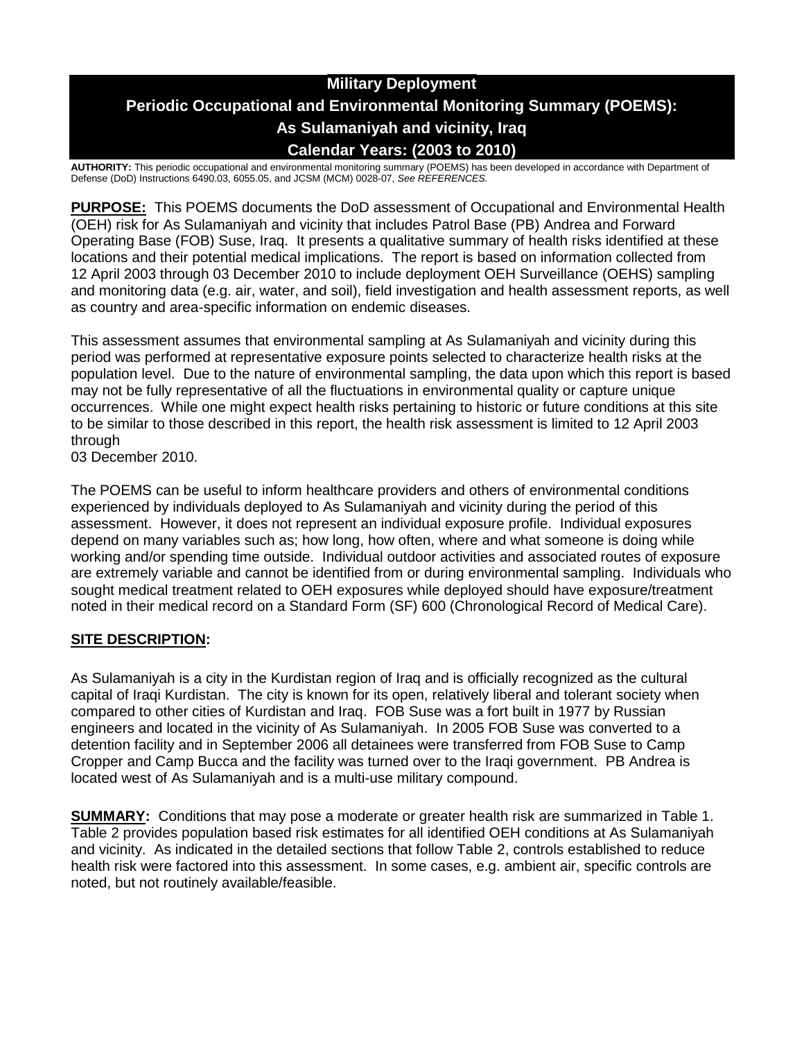# Military Deployment
# Periodic Occupational and Environmental Monitoring Summary (POEMS): As Sulamaniyah and vicinity, Iraq
# Calendar Years: (2003 to 2010)

**AUTHORITY:** This periodic occupational and environmental monitoring summary (POEMS) has been developed in accordance with Department of Defense (DoD) Instructions 6490.03, 6055.05, and JCSM (MCM) 0028-07, *See REFERENCES.*

**PURPOSE:** This POEMS documents the DoD assessment of Occupational and Environmental Health (OEH) risk for As Sulamaniyah and vicinity that includes Patrol Base (PB) Andrea and Forward Operating Base (FOB) Suse, Iraq. It presents a qualitative summary of health risks identified at these locations and their potential medical implications. The report is based on information collected from 12 April 2003 through 03 December 2010 to include deployment OEH Surveillance (OEHS) sampling and monitoring data (e.g. air, water, and soil), field investigation and health assessment reports, as well as country and area-specific information on endemic diseases.

This assessment assumes that environmental sampling at As Sulamaniyah and vicinity during this period was performed at representative exposure points selected to characterize health risks at the population level. Due to the nature of environmental sampling, the data upon which this report is based may not be fully representative of all the fluctuations in environmental quality or capture unique occurrences. While one might expect health risks pertaining to historic or future conditions at this site to be similar to those described in this report, the health risk assessment is limited to 12 April 2003 through
03 December 2010.

The POEMS can be useful to inform healthcare providers and others of environmental conditions experienced by individuals deployed to As Sulamaniyah and vicinity during the period of this assessment. However, it does not represent an individual exposure profile. Individual exposures depend on many variables such as; how long, how often, where and what someone is doing while working and/or spending time outside. Individual outdoor activities and associated routes of exposure are extremely variable and cannot be identified from or during environmental sampling. Individuals who sought medical treatment related to OEH exposures while deployed should have exposure/treatment noted in their medical record on a Standard Form (SF) 600 (Chronological Record of Medical Care).

## SITE DESCRIPTION:

As Sulamaniyah is a city in the Kurdistan region of Iraq and is officially recognized as the cultural capital of Iraqi Kurdistan. The city is known for its open, relatively liberal and tolerant society when compared to other cities of Kurdistan and Iraq. FOB Suse was a fort built in 1977 by Russian engineers and located in the vicinity of As Sulamaniyah. In 2005 FOB Suse was converted to a detention facility and in September 2006 all detainees were transferred from FOB Suse to Camp Cropper and Camp Bucca and the facility was turned over to the Iraqi government. PB Andrea is located west of As Sulamaniyah and is a multi-use military compound.

**SUMMARY:** Conditions that may pose a moderate or greater health risk are summarized in Table 1. Table 2 provides population based risk estimates for all identified OEH conditions at As Sulamaniyah and vicinity. As indicated in the detailed sections that follow Table 2, controls established to reduce health risk were factored into this assessment. In some cases, e.g. ambient air, specific controls are noted, but not routinely available/feasible.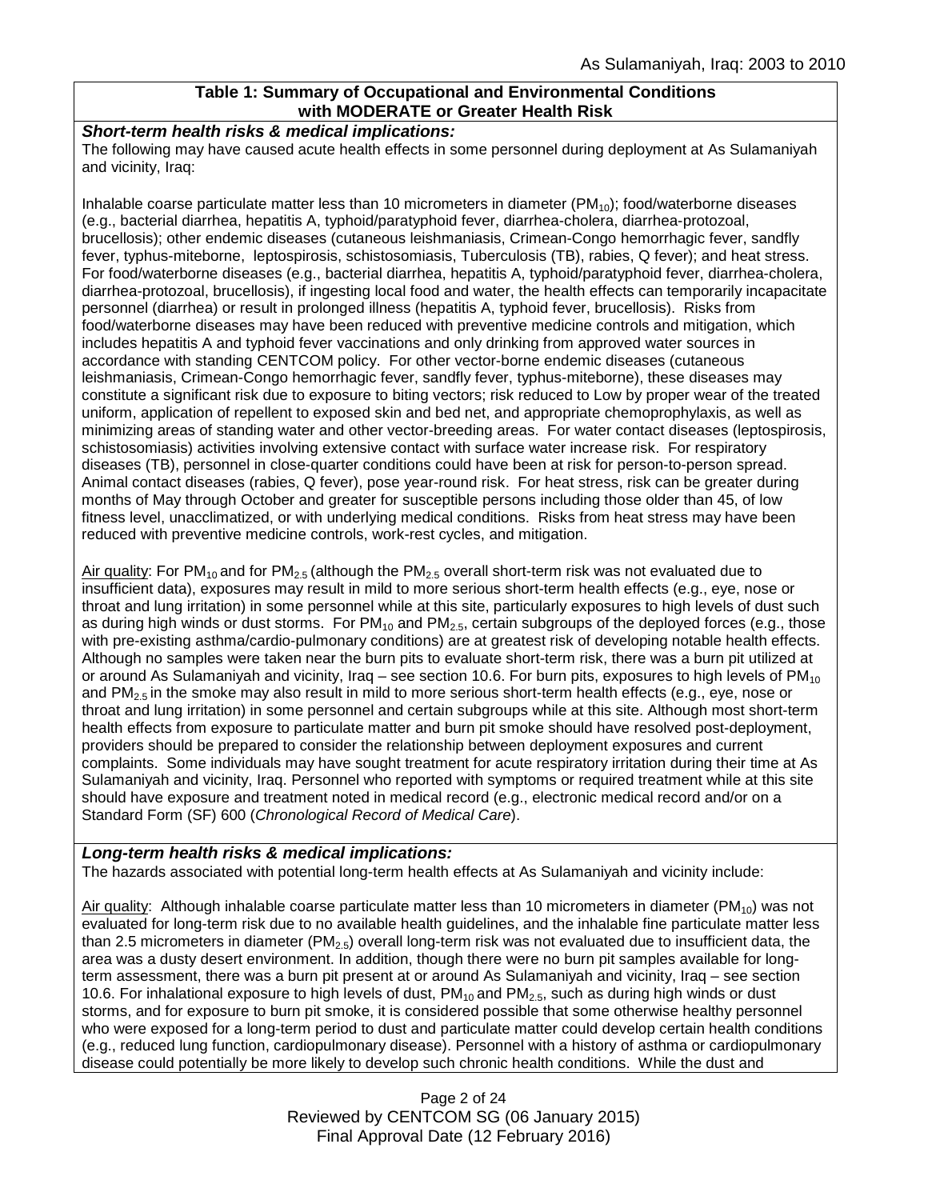**Table 1: Summary of Occupational and Environmental Conditions with MODERATE or Greater Health Risk**

***Short-term health risks & medical implications:***

The following may have caused acute health effects in some personnel during deployment at As Sulamaniyah and vicinity, Iraq:

Inhalable coarse particulate matter less than 10 micrometers in diameter ($PM_{10}$); food/waterborne diseases (e.g., bacterial diarrhea, hepatitis A, typhoid/paratyphoid fever, diarrhea-cholera, diarrhea-protozoal, brucellosis); other endemic diseases (cutaneous leishmaniasis, Crimean-Congo hemorrhagic fever, sandfly fever, typhus-miteborne, leptospirosis, schistosomiasis, Tuberculosis (TB), rabies, Q fever); and heat stress. For food/waterborne diseases (e.g., bacterial diarrhea, hepatitis A, typhoid/paratyphoid fever, diarrhea-cholera, diarrhea-protozoal, brucellosis), if ingesting local food and water, the health effects can temporarily incapacitate personnel (diarrhea) or result in prolonged illness (hepatitis A, typhoid fever, brucellosis). Risks from food/waterborne diseases may have been reduced with preventive medicine controls and mitigation, which includes hepatitis A and typhoid fever vaccinations and only drinking from approved water sources in accordance with standing CENTCOM policy. For other vector-borne endemic diseases (cutaneous leishmaniasis, Crimean-Congo hemorrhagic fever, sandfly fever, typhus-miteborne), these diseases may constitute a significant risk due to exposure to biting vectors; risk reduced to Low by proper wear of the treated uniform, application of repellent to exposed skin and bed net, and appropriate chemoprophylaxis, as well as minimizing areas of standing water and other vector-breeding areas. For water contact diseases (leptospirosis, schistosomiasis) activities involving extensive contact with surface water increase risk. For respiratory diseases (TB), personnel in close-quarter conditions could have been at risk for person-to-person spread. Animal contact diseases (rabies, Q fever), pose year-round risk. For heat stress, risk can be greater during months of May through October and greater for susceptible persons including those older than 45, of low fitness level, unacclimatized, or with underlying medical conditions. Risks from heat stress may have been reduced with preventive medicine controls, work-rest cycles, and mitigation.

Air quality: For $PM_{10}$ and for $PM_{2.5}$ (although the $PM_{2.5}$ overall short-term risk was not evaluated due to insufficient data), exposures may result in mild to more serious short-term health effects (e.g., eye, nose or throat and lung irritation) in some personnel while at this site, particularly exposures to high levels of dust such as during high winds or dust storms. For $PM_{10}$ and $PM_{2.5}$, certain subgroups of the deployed forces (e.g., those with pre-existing asthma/cardio-pulmonary conditions) are at greatest risk of developing notable health effects. Although no samples were taken near the burn pits to evaluate short-term risk, there was a burn pit utilized at or around As Sulamaniyah and vicinity, Iraq – see section 10.6. For burn pits, exposures to high levels of $PM_{10}$ and $PM_{2.5}$ in the smoke may also result in mild to more serious short-term health effects (e.g., eye, nose or throat and lung irritation) in some personnel and certain subgroups while at this site. Although most short-term health effects from exposure to particulate matter and burn pit smoke should have resolved post-deployment, providers should be prepared to consider the relationship between deployment exposures and current complaints. Some individuals may have sought treatment for acute respiratory irritation during their time at As Sulamaniyah and vicinity, Iraq. Personnel who reported with symptoms or required treatment while at this site should have exposure and treatment noted in medical record (e.g., electronic medical record and/or on a Standard Form (SF) 600 (*Chronological Record of Medical Care*).

***Long-term health risks & medical implications:***

The hazards associated with potential long-term health effects at As Sulamaniyah and vicinity include:

Air quality: Although inhalable coarse particulate matter less than 10 micrometers in diameter ($PM_{10}$) was not evaluated for long-term risk due to no available health guidelines, and the inhalable fine particulate matter less than 2.5 micrometers in diameter ($PM_{2.5}$) overall long-term risk was not evaluated due to insufficient data, the area was a dusty desert environment. In addition, though there were no burn pit samples available for long-term assessment, there was a burn pit present at or around As Sulamaniyah and vicinity, Iraq – see section 10.6. For inhalational exposure to high levels of dust, $PM_{10}$ and $PM_{2.5}$, such as during high winds or dust storms, and for exposure to burn pit smoke, it is considered possible that some otherwise healthy personnel who were exposed for a long-term period to dust and particulate matter could develop certain health conditions (e.g., reduced lung function, cardiopulmonary disease). Personnel with a history of asthma or cardiopulmonary disease could potentially be more likely to develop such chronic health conditions. While the dust and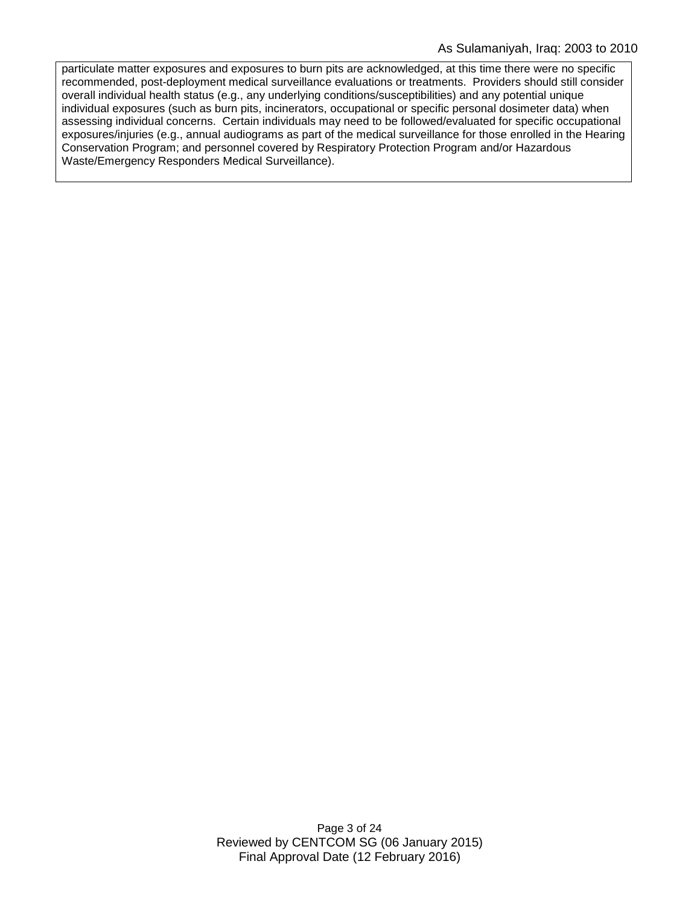particulate matter exposures and exposures to burn pits are acknowledged, at this time there were no specific recommended, post-deployment medical surveillance evaluations or treatments. Providers should still consider overall individual health status (e.g., any underlying conditions/susceptibilities) and any potential unique individual exposures (such as burn pits, incinerators, occupational or specific personal dosimeter data) when assessing individual concerns. Certain individuals may need to be followed/evaluated for specific occupational exposures/injuries (e.g., annual audiograms as part of the medical surveillance for those enrolled in the Hearing Conservation Program; and personnel covered by Respiratory Protection Program and/or Hazardous Waste/Emergency Responders Medical Surveillance).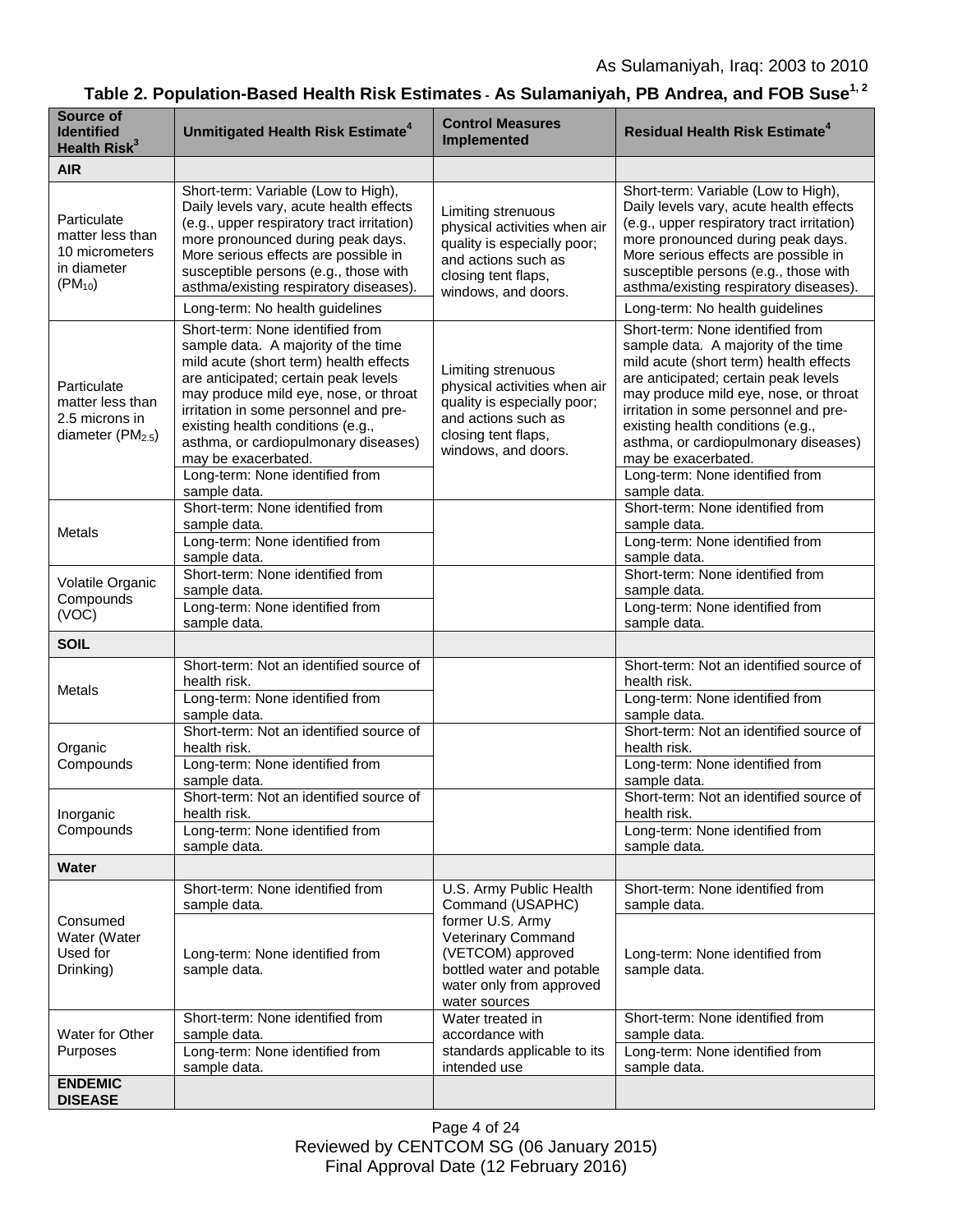### Table 2. Population-Based Health Risk Estimates - As Sulamaniyah, PB Andrea, and FOB Suse[1, 2]

| Source of Identified Health Risk[3] | Unmitigated Health Risk Estimate[4] | Control Measures Implemented | Residual Health Risk Estimate[4] |
|---|---|---|---|
| **AIR** | | | |
| Particulate matter less than 10 micrometers in diameter ($PM_{10}$) | Short-term: Variable (Low to High), Daily levels vary, acute health effects (e.g., upper respiratory tract irritation) more pronounced during peak days. More serious effects are possible in susceptible persons (e.g., those with asthma/existing respiratory diseases). | Limiting strenuous physical activities when air quality is especially poor; and actions such as closing tent flaps, windows, and doors. | Short-term: Variable (Low to High), Daily levels vary, acute health effects (e.g., upper respiratory tract irritation) more pronounced during peak days. More serious effects are possible in susceptible persons (e.g., those with asthma/existing respiratory diseases). |
| | Long-term: No health guidelines | | Long-term: No health guidelines |
| Particulate matter less than 2.5 microns in diameter ($PM_{2.5}$) | Short-term: None identified from sample data. A majority of the time mild acute (short term) health effects are anticipated; certain peak levels may produce mild eye, nose, or throat irritation in some personnel and pre-existing health conditions (e.g., asthma, or cardiopulmonary diseases) may be exacerbated. | Limiting strenuous physical activities when air quality is especially poor; and actions such as closing tent flaps, windows, and doors. | Short-term: None identified from sample data. A majority of the time mild acute (short term) health effects are anticipated; certain peak levels may produce mild eye, nose, or throat irritation in some personnel and pre-existing health conditions (e.g., asthma, or cardiopulmonary diseases) may be exacerbated. |
| | Long-term: None identified from sample data. | | Long-term: None identified from sample data. |
| Metals | Short-term: None identified from sample data. | | Short-term: None identified from sample data. |
| | Long-term: None identified from sample data. | | Long-term: None identified from sample data. |
| Volatile Organic Compounds (VOC) | Short-term: None identified from sample data. | | Short-term: None identified from sample data. |
| | Long-term: None identified from sample data. | | Long-term: None identified from sample data. |
| **SOIL** | | | |
| Metals | Short-term: Not an identified source of health risk. | | Short-term: Not an identified source of health risk. |
| | Long-term: None identified from sample data. | | Long-term: None identified from sample data. |
| Organic Compounds | Short-term: Not an identified source of health risk. | | Short-term: Not an identified source of health risk. |
| | Long-term: None identified from sample data. | | Long-term: None identified from sample data. |
| Inorganic Compounds | Short-term: Not an identified source of health risk. | | Short-term: Not an identified source of health risk. |
| | Long-term: None identified from sample data. | | Long-term: None identified from sample data. |
| **Water** | | | |
| Consumed Water (Water Used for Drinking) | Short-term: None identified from sample data. | U.S. Army Public Health Command (USAPHC) former U.S. Army Veterinary Command (VETCOM) approved bottled water and potable water only from approved water sources | Short-term: None identified from sample data. |
| | Long-term: None identified from sample data. | | Long-term: None identified from sample data. |
| Water for Other Purposes | Short-term: None identified from sample data. | Water treated in accordance with standards applicable to its intended use | Short-term: None identified from sample data. |
| | Long-term: None identified from sample data. | | Long-term: None identified from sample data. |
| **ENDEMIC DISEASE** | | | |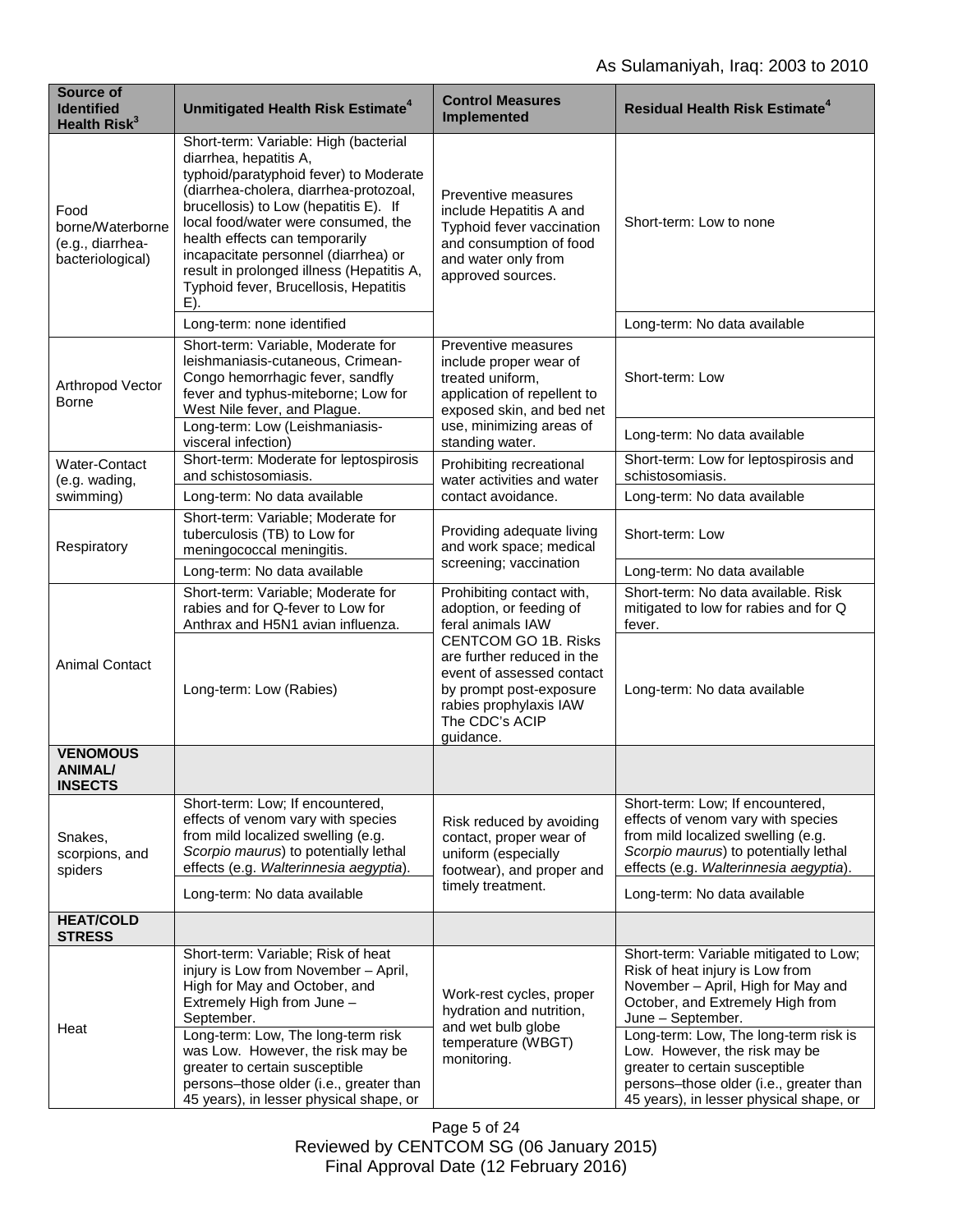| Source of Identified Health Risk[3] | Unmitigated Health Risk Estimate[4] | Control Measures Implemented | Residual Health Risk Estimate[4] |
|---|---|---|---|
| Food borne/Waterborne (e.g., diarrhea-bacteriological) | Short-term: Variable: High (bacterial diarrhea, hepatitis A, typhoid/paratyphoid fever) to Moderate (diarrhea-cholera, diarrhea-protozoal, brucellosis) to Low (hepatitis E). If local food/water were consumed, the health effects can temporarily incapacitate personnel (diarrhea) or result in prolonged illness (Hepatitis A, Typhoid fever, Brucellosis, Hepatitis E). | Preventive measures include Hepatitis A and Typhoid fever vaccination and consumption of food and water only from approved sources. | Short-term: Low to none |
| | Long-term: none identified | | Long-term: No data available |
| Arthropod Vector Borne | Short-term: Variable, Moderate for leishmaniasis-cutaneous, Crimean-Congo hemorrhagic fever, sandfly fever and typhus-miteborne; Low for West Nile fever, and Plague. | Preventive measures include proper wear of treated uniform, application of repellent to exposed skin, and bed net use, minimizing areas of standing water. | Short-term: Low |
| | Long-term: Low (Leishmaniasis-visceral infection) | | Long-term: No data available |
| Water-Contact (e.g. wading, swimming) | Short-term: Moderate for leptospirosis and schistosomiasis. | Prohibiting recreational water activities and water contact avoidance. | Short-term: Low for leptospirosis and schistosomiasis. |
| | Long-term: No data available | | Long-term: No data available |
| Respiratory | Short-term: Variable; Moderate for tuberculosis (TB) to Low for meningococcal meningitis. | Providing adequate living and work space; medical screening; vaccination | Short-term: Low |
| | Long-term: No data available | | Long-term: No data available |
| Animal Contact | Short-term: Variable; Moderate for rabies and for Q-fever to Low for Anthrax and H5N1 avian influenza. | Prohibiting contact with, adoption, or feeding of feral animals IAW CENTCOM GO 1B. Risks are further reduced in the event of assessed contact by prompt post-exposure rabies prophylaxis IAW The CDC's ACIP guidance. | Short-term: No data available. Risk mitigated to low for rabies and for Q fever. |
| | Long-term: Low (Rabies) | | Long-term: No data available |
| **VENOMOUS ANIMAL/ INSECTS** | | | |
| Snakes, scorpions, and spiders | Short-term: Low; If encountered, effects of venom vary with species from mild localized swelling (e.g. *Scorpio maurus*) to potentially lethal effects (e.g. *Walterinnesia aegyptia*). | Risk reduced by avoiding contact, proper wear of uniform (especially footwear), and proper and timely treatment. | Short-term: Low; If encountered, effects of venom vary with species from mild localized swelling (e.g. *Scorpio maurus*) to potentially lethal effects (e.g. *Walterinnesia aegyptia*). |
| | Long-term: No data available | | Long-term: No data available |
| **HEAT/COLD STRESS** | | | |
| Heat | Short-term: Variable; Risk of heat injury is Low from November – April, High for May and October, and Extremely High from June – September. | Work-rest cycles, proper hydration and nutrition, and wet bulb globe temperature (WBGT) monitoring. | Short-term: Variable mitigated to Low; Risk of heat injury is Low from November – April, High for May and October, and Extremely High from June – September. |
| | Long-term: Low, The long-term risk was Low. However, the risk may be greater to certain susceptible persons–those older (i.e., greater than 45 years), in lesser physical shape, or | | Long-term: Low, The long-term risk is Low. However, the risk may be greater to certain susceptible persons–those older (i.e., greater than 45 years), in lesser physical shape, or |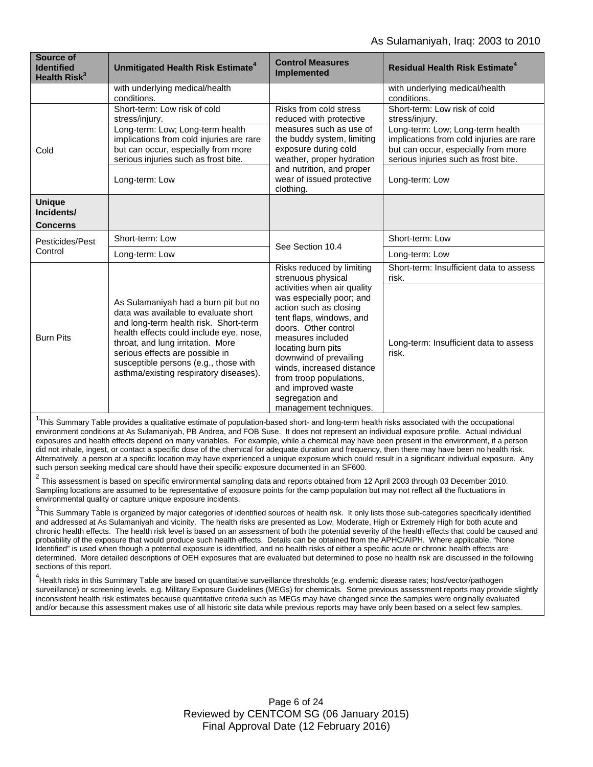| Source of Identified Health Risk[3] | Unmitigated Health Risk Estimate[4] | Control Measures Implemented | Residual Health Risk Estimate[4] |
|---|---|---|---|
| | with underlying medical/health conditions. | | with underlying medical/health conditions. |
| Cold | Short-term: Low risk of cold stress/injury. | Risks from cold stress reduced with protective measures such as use of the buddy system, limiting exposure during cold weather, proper hydration and nutrition, and proper wear of issued protective clothing. | Short-term: Low risk of cold stress/injury. |
| | Long-term: Low; Long-term health implications from cold injuries are rare but can occur, especially from more serious injuries such as frost bite. | | Long-term: Low; Long-term health implications from cold injuries are rare but can occur, especially from more serious injuries such as frost bite. |
| | Long-term: Low | | Long-term: Low |
| **Unique Incidents/ Concerns** | | | |
| Pesticides/Pest Control | Short-term: Low | See Section 10.4 | Short-term: Low |
| | Long-term: Low | | Long-term: Low |
| Burn Pits | As Sulamaniyah had a burn pit but no data was available to evaluate short and long-term health risk. Short-term health effects could include eye, nose, throat, and lung irritation. More serious effects are possible in susceptible persons (e.g., those with asthma/existing respiratory diseases). | Risks reduced by limiting strenuous physical activities when air quality was especially poor; and action such as closing tent flaps, windows, and doors. Other control measures included locating burn pits downwind of prevailing winds, increased distance from troop populations, and improved waste segregation and management techniques. | Short-term: Insufficient data to assess risk. |
| | | | Long-term: Insufficient data to assess risk. |

[1]This Summary Table provides a qualitative estimate of population-based short- and long-term health risks associated with the occupational environment conditions at As Sulamaniyah, PB Andrea, and FOB Suse. It does not represent an individual exposure profile. Actual individual exposures and health effects depend on many variables. For example, while a chemical may have been present in the environment, if a person did not inhale, ingest, or contact a specific dose of the chemical for adequate duration and frequency, then there may have been no health risk. Alternatively, a person at a specific location may have experienced a unique exposure which could result in a significant individual exposure. Any such person seeking medical care should have their specific exposure documented in an SF600.

[2] This assessment is based on specific environmental sampling data and reports obtained from 12 April 2003 through 03 December 2010. Sampling locations are assumed to be representative of exposure points for the camp population but may not reflect all the fluctuations in environmental quality or capture unique exposure incidents.

[3]This Summary Table is organized by major categories of identified sources of health risk. It only lists those sub-categories specifically identified and addressed at As Sulamaniyah and vicinity. The health risks are presented as Low, Moderate, High or Extremely High for both acute and chronic health effects. The health risk level is based on an assessment of both the potential severity of the health effects that could be caused and probability of the exposure that would produce such health effects. Details can be obtained from the APHC/AIPH. Where applicable, "None Identified" is used when though a potential exposure is identified, and no health risks of either a specific acute or chronic health effects are determined. More detailed descriptions of OEH exposures that are evaluated but determined to pose no health risk are discussed in the following sections of this report.

[4]Health risks in this Summary Table are based on quantitative surveillance thresholds (e.g. endemic disease rates; host/vector/pathogen surveillance) or screening levels, e.g. Military Exposure Guidelines (MEGs) for chemicals*.* Some previous assessment reports may provide slightly inconsistent health risk estimates because quantitative criteria such as MEGs may have changed since the samples were originally evaluated and/or because this assessment makes use of all historic site data while previous reports may have only been based on a select few samples.

Reviewed by CENTCOM SG (06 January 2015)
Final Approval Date (12 February 2016)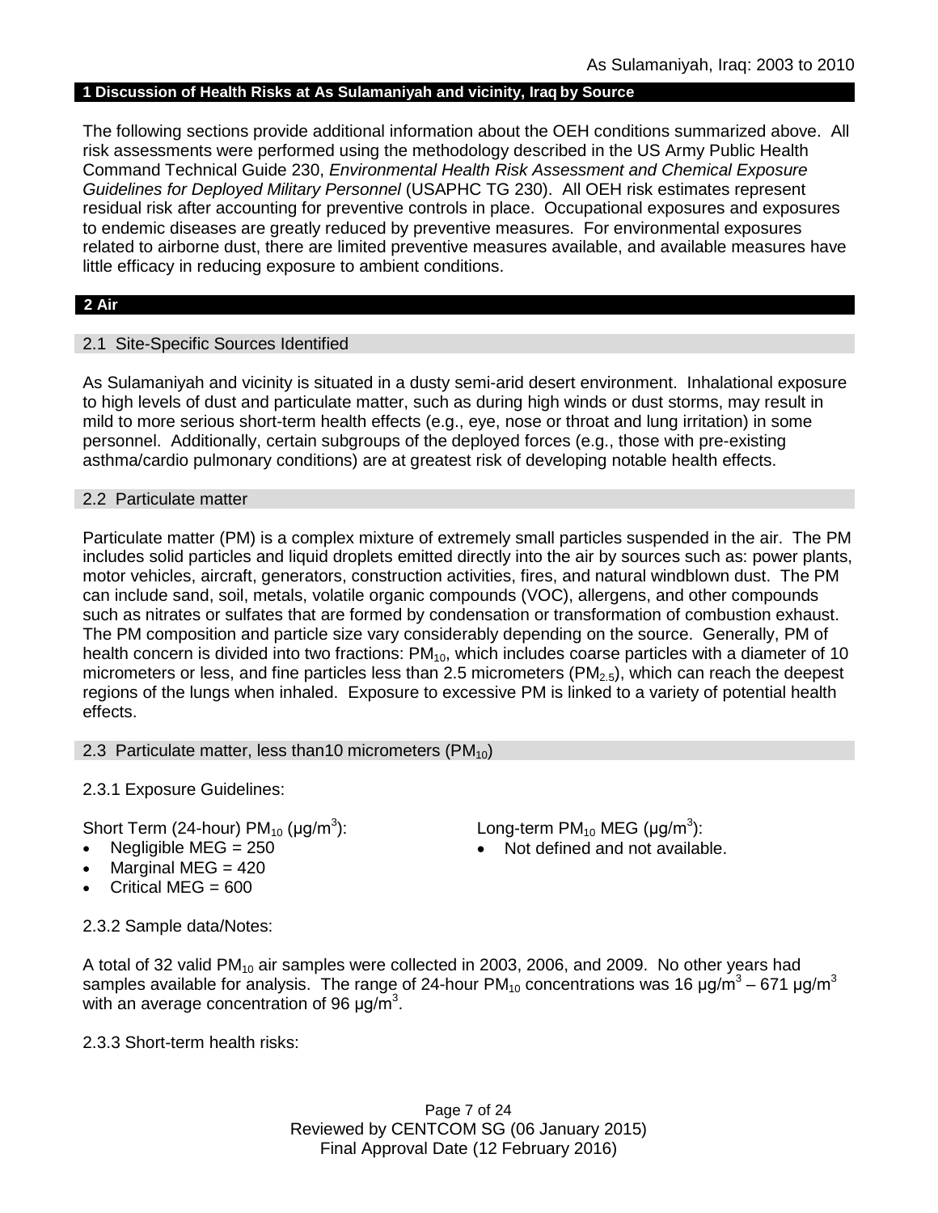## 1 Discussion of Health Risks at As Sulamaniyah and vicinity, Iraq by Source

The following sections provide additional information about the OEH conditions summarized above. All risk assessments were performed using the methodology described in the US Army Public Health Command Technical Guide 230, *Environmental Health Risk Assessment and Chemical Exposure Guidelines for Deployed Military Personnel* (USAPHC TG 230). All OEH risk estimates represent residual risk after accounting for preventive controls in place. Occupational exposures and exposures to endemic diseases are greatly reduced by preventive measures. For environmental exposures related to airborne dust, there are limited preventive measures available, and available measures have little efficacy in reducing exposure to ambient conditions.

## 2 Air

### 2.1 Site-Specific Sources Identified

As Sulamaniyah and vicinity is situated in a dusty semi-arid desert environment. Inhalational exposure to high levels of dust and particulate matter, such as during high winds or dust storms, may result in mild to more serious short-term health effects (e.g., eye, nose or throat and lung irritation) in some personnel. Additionally, certain subgroups of the deployed forces (e.g., those with pre-existing asthma/cardio pulmonary conditions) are at greatest risk of developing notable health effects.

### 2.2 Particulate matter

Particulate matter (PM) is a complex mixture of extremely small particles suspended in the air. The PM includes solid particles and liquid droplets emitted directly into the air by sources such as: power plants, motor vehicles, aircraft, generators, construction activities, fires, and natural windblown dust. The PM can include sand, soil, metals, volatile organic compounds (VOC), allergens, and other compounds such as nitrates or sulfates that are formed by condensation or transformation of combustion exhaust. The PM composition and particle size vary considerably depending on the source. Generally, PM of health concern is divided into two fractions: $PM_{10}$, which includes coarse particles with a diameter of 10 micrometers or less, and fine particles less than 2.5 micrometers ($PM_{2.5}$), which can reach the deepest regions of the lungs when inhaled. Exposure to excessive PM is linked to a variety of potential health effects.

### 2.3 Particulate matter, less than10 micrometers ($PM_{10}$)

2.3.1 Exposure Guidelines:

Short Term (24-hour) $PM_{10}$ (μg/m$^3$):

- Negligible MEG = 250
- Marginal MEG = 420
- Critical MEG = 600

Long-term $PM_{10}$ MEG (μg/m$^3$):

- Not defined and not available.

2.3.2 Sample data/Notes:

A total of 32 valid $PM_{10}$ air samples were collected in 2003, 2006, and 2009. No other years had samples available for analysis. The range of 24-hour $PM_{10}$ concentrations was 16 μg/m$^3$ – 671 μg/m$^3$ with an average concentration of 96 μg/m$^3$.

2.3.3 Short-term health risks: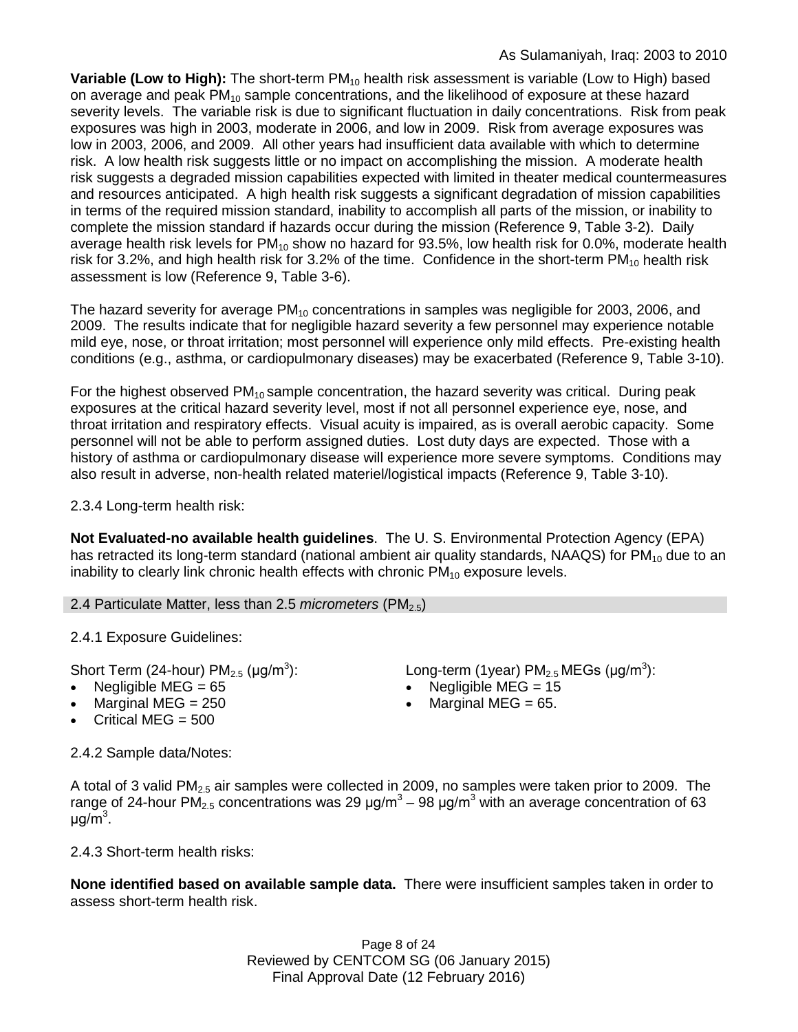**Variable (Low to High):** The short-term $PM_{10}$ health risk assessment is variable (Low to High) based on average and peak $PM_{10}$ sample concentrations, and the likelihood of exposure at these hazard severity levels. The variable risk is due to significant fluctuation in daily concentrations. Risk from peak exposures was high in 2003, moderate in 2006, and low in 2009. Risk from average exposures was low in 2003, 2006, and 2009. All other years had insufficient data available with which to determine risk. A low health risk suggests little or no impact on accomplishing the mission. A moderate health risk suggests a degraded mission capabilities expected with limited in theater medical countermeasures and resources anticipated. A high health risk suggests a significant degradation of mission capabilities in terms of the required mission standard, inability to accomplish all parts of the mission, or inability to complete the mission standard if hazards occur during the mission (Reference 9, Table 3-2). Daily average health risk levels for $PM_{10}$ show no hazard for 93.5%, low health risk for 0.0%, moderate health risk for 3.2%, and high health risk for 3.2% of the time. Confidence in the short-term $PM_{10}$ health risk assessment is low (Reference 9, Table 3-6).

The hazard severity for average $PM_{10}$ concentrations in samples was negligible for 2003, 2006, and 2009. The results indicate that for negligible hazard severity a few personnel may experience notable mild eye, nose, or throat irritation; most personnel will experience only mild effects. Pre-existing health conditions (e.g., asthma, or cardiopulmonary diseases) may be exacerbated (Reference 9, Table 3-10).

For the highest observed $PM_{10}$ sample concentration, the hazard severity was critical. During peak exposures at the critical hazard severity level, most if not all personnel experience eye, nose, and throat irritation and respiratory effects. Visual acuity is impaired, as is overall aerobic capacity. Some personnel will not be able to perform assigned duties. Lost duty days are expected. Those with a history of asthma or cardiopulmonary disease will experience more severe symptoms. Conditions may also result in adverse, non-health related materiel/logistical impacts (Reference 9, Table 3-10).

2.3.4 Long-term health risk:

**Not Evaluated-no available health guidelines**. The U. S. Environmental Protection Agency (EPA) has retracted its long-term standard (national ambient air quality standards, NAAQS) for $PM_{10}$ due to an inability to clearly link chronic health effects with chronic $PM_{10}$ exposure levels.

## 2.4 Particulate Matter, less than 2.5 *micrometers* ($PM_{2.5}$)

2.4.1 Exposure Guidelines:

Short Term (24-hour) $PM_{2.5}$ (μg/m$^3$):

- Negligible MEG = 65
- Marginal MEG = 250
- Critical MEG = 500

Long-term (1year) $PM_{2.5}$ MEGs (μg/m$^3$):

- Negligible MEG = 15
- Marginal MEG = 65.

2.4.2 Sample data/Notes:

A total of 3 valid $PM_{2.5}$ air samples were collected in 2009, no samples were taken prior to 2009. The range of 24-hour $PM_{2.5}$ concentrations was 29 μg/m$^3$ – 98 μg/m$^3$ with an average concentration of 63 μg/m$^3$.

2.4.3 Short-term health risks:

**None identified based on available sample data.** There were insufficient samples taken in order to assess short-term health risk.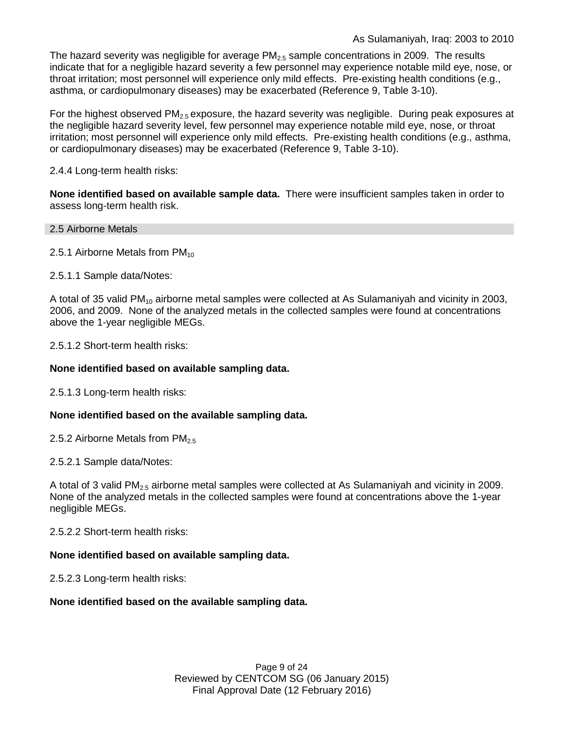The hazard severity was negligible for average $PM_{2.5}$ sample concentrations in 2009. The results indicate that for a negligible hazard severity a few personnel may experience notable mild eye, nose, or throat irritation; most personnel will experience only mild effects. Pre-existing health conditions (e.g., asthma, or cardiopulmonary diseases) may be exacerbated (Reference 9, Table 3-10).

For the highest observed $PM_{2.5}$ exposure, the hazard severity was negligible. During peak exposures at the negligible hazard severity level, few personnel may experience notable mild eye, nose, or throat irritation; most personnel will experience only mild effects. Pre-existing health conditions (e.g., asthma, or cardiopulmonary diseases) may be exacerbated (Reference 9, Table 3-10).

2.4.4 Long-term health risks:

**None identified based on available sample data.** There were insufficient samples taken in order to assess long-term health risk.

## 2.5 Airborne Metals

2.5.1 Airborne Metals from $PM_{10}$

2.5.1.1 Sample data/Notes:

A total of 35 valid $PM_{10}$ airborne metal samples were collected at As Sulamaniyah and vicinity in 2003, 2006, and 2009. None of the analyzed metals in the collected samples were found at concentrations above the 1-year negligible MEGs.

2.5.1.2 Short-term health risks:

**None identified based on available sampling data.**

2.5.1.3 Long-term health risks:

**None identified based on the available sampling data.**

2.5.2 Airborne Metals from $PM_{2.5}$

2.5.2.1 Sample data/Notes:

A total of 3 valid $PM_{2.5}$ airborne metal samples were collected at As Sulamaniyah and vicinity in 2009. None of the analyzed metals in the collected samples were found at concentrations above the 1-year negligible MEGs.

2.5.2.2 Short-term health risks:

**None identified based on available sampling data.**

2.5.2.3 Long-term health risks:

**None identified based on the available sampling data.**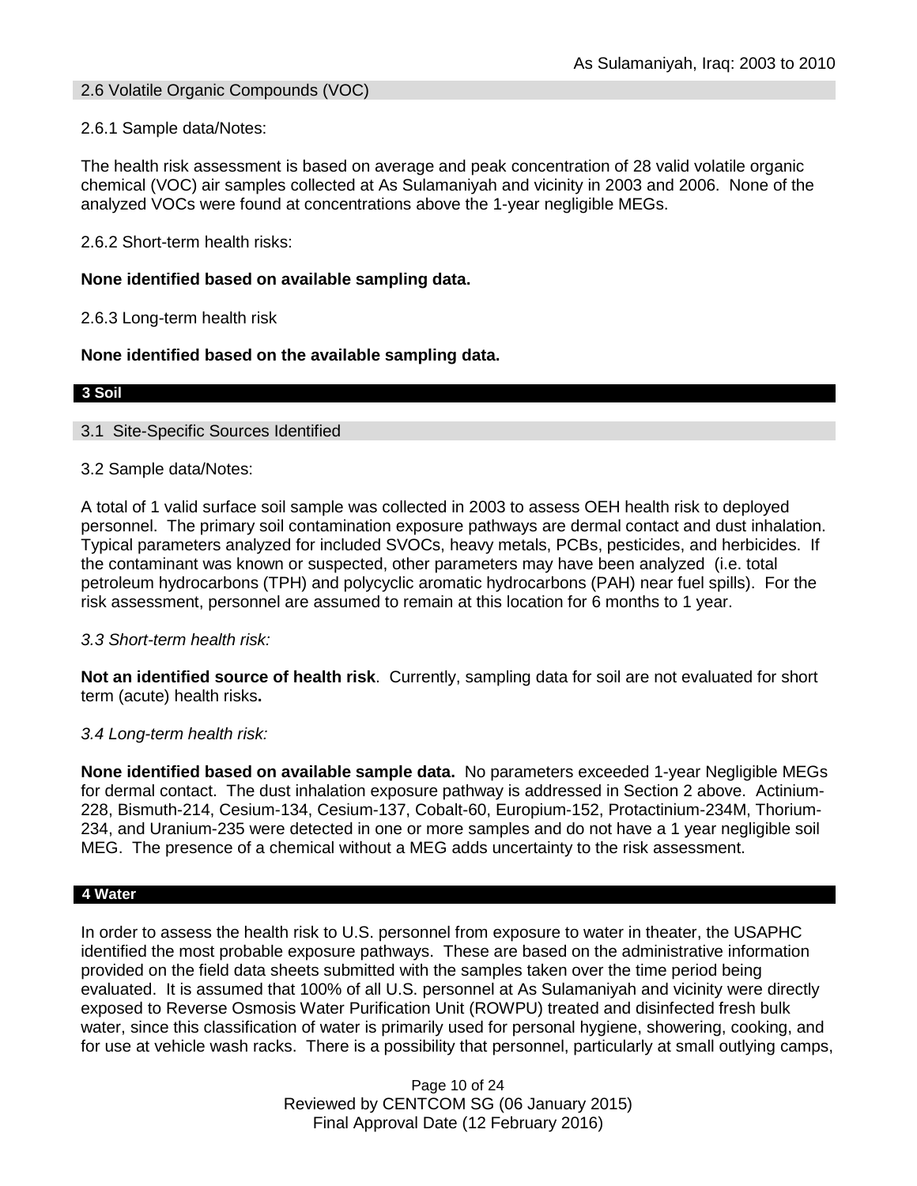### 2.6 Volatile Organic Compounds (VOC)

2.6.1 Sample data/Notes:

The health risk assessment is based on average and peak concentration of 28 valid volatile organic chemical (VOC) air samples collected at As Sulamaniyah and vicinity in 2003 and 2006. None of the analyzed VOCs were found at concentrations above the 1-year negligible MEGs.

2.6.2 Short-term health risks:

**None identified based on available sampling data.**

2.6.3 Long-term health risk

**None identified based on the available sampling data.**

## 3 Soil

### 3.1 Site-Specific Sources Identified

3.2 Sample data/Notes:

A total of 1 valid surface soil sample was collected in 2003 to assess OEH health risk to deployed personnel. The primary soil contamination exposure pathways are dermal contact and dust inhalation. Typical parameters analyzed for included SVOCs, heavy metals, PCBs, pesticides, and herbicides. If the contaminant was known or suspected, other parameters may have been analyzed (i.e. total petroleum hydrocarbons (TPH) and polycyclic aromatic hydrocarbons (PAH) near fuel spills). For the risk assessment, personnel are assumed to remain at this location for 6 months to 1 year.

*3.3 Short-term health risk:*

**Not an identified source of health risk**. Currently, sampling data for soil are not evaluated for short term (acute) health risks**.**

*3.4 Long-term health risk:*

**None identified based on available sample data.** No parameters exceeded 1-year Negligible MEGs for dermal contact. The dust inhalation exposure pathway is addressed in Section 2 above. Actinium-228, Bismuth-214, Cesium-134, Cesium-137, Cobalt-60, Europium-152, Protactinium-234M, Thorium-234, and Uranium-235 were detected in one or more samples and do not have a 1 year negligible soil MEG. The presence of a chemical without a MEG adds uncertainty to the risk assessment.

## 4 Water

In order to assess the health risk to U.S. personnel from exposure to water in theater, the USAPHC identified the most probable exposure pathways. These are based on the administrative information provided on the field data sheets submitted with the samples taken over the time period being evaluated. It is assumed that 100% of all U.S. personnel at As Sulamaniyah and vicinity were directly exposed to Reverse Osmosis Water Purification Unit (ROWPU) treated and disinfected fresh bulk water, since this classification of water is primarily used for personal hygiene, showering, cooking, and for use at vehicle wash racks. There is a possibility that personnel, particularly at small outlying camps,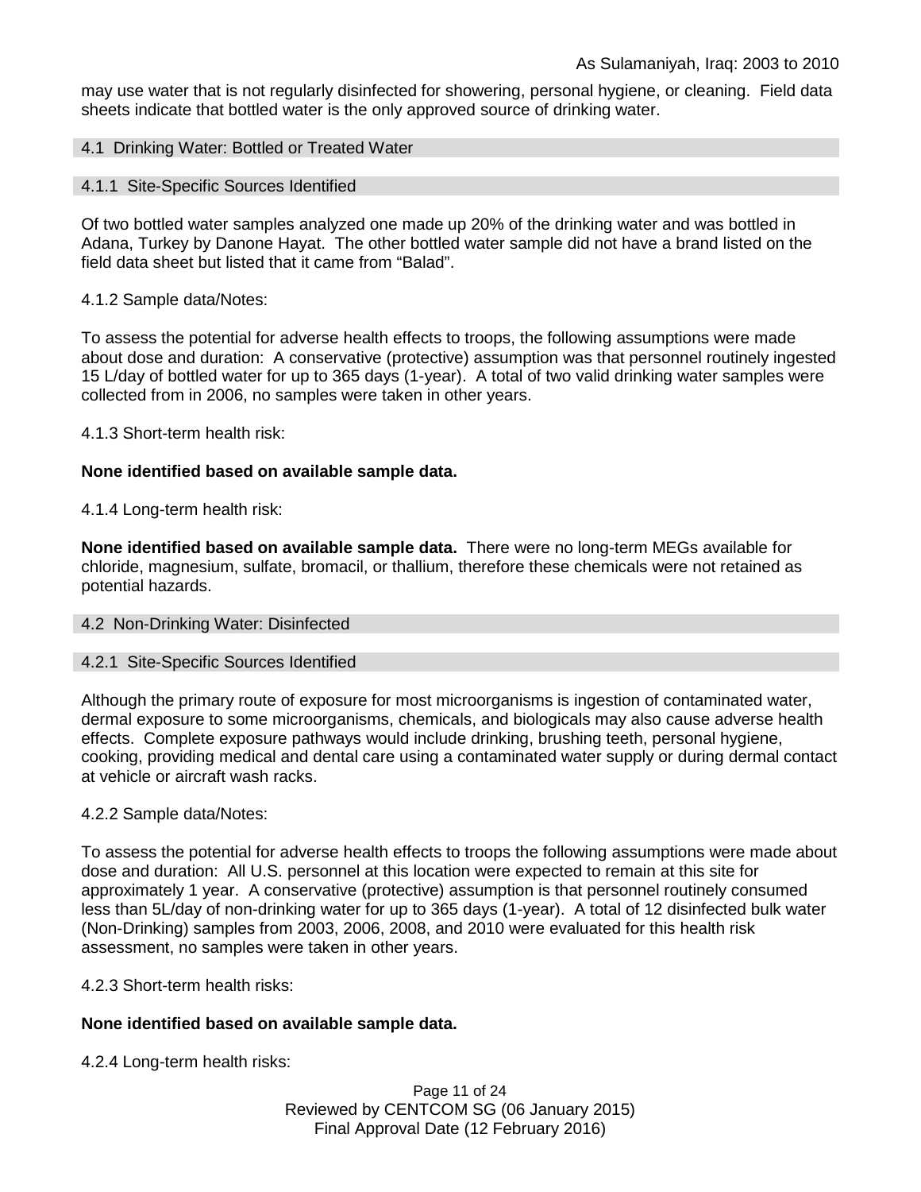may use water that is not regularly disinfected for showering, personal hygiene, or cleaning. Field data sheets indicate that bottled water is the only approved source of drinking water.

### 4.1 Drinking Water: Bottled or Treated Water

#### 4.1.1 Site-Specific Sources Identified

Of two bottled water samples analyzed one made up 20% of the drinking water and was bottled in Adana, Turkey by Danone Hayat. The other bottled water sample did not have a brand listed on the field data sheet but listed that it came from "Balad".

4.1.2 Sample data/Notes:

To assess the potential for adverse health effects to troops, the following assumptions were made about dose and duration: A conservative (protective) assumption was that personnel routinely ingested 15 L/day of bottled water for up to 365 days (1-year). A total of two valid drinking water samples were collected from in 2006, no samples were taken in other years.

4.1.3 Short-term health risk:

**None identified based on available sample data.**

4.1.4 Long-term health risk:

**None identified based on available sample data.** There were no long-term MEGs available for chloride, magnesium, sulfate, bromacil, or thallium, therefore these chemicals were not retained as potential hazards.

### 4.2 Non-Drinking Water: Disinfected

#### 4.2.1 Site-Specific Sources Identified

Although the primary route of exposure for most microorganisms is ingestion of contaminated water, dermal exposure to some microorganisms, chemicals, and biologicals may also cause adverse health effects. Complete exposure pathways would include drinking, brushing teeth, personal hygiene, cooking, providing medical and dental care using a contaminated water supply or during dermal contact at vehicle or aircraft wash racks.

4.2.2 Sample data/Notes:

To assess the potential for adverse health effects to troops the following assumptions were made about dose and duration: All U.S. personnel at this location were expected to remain at this site for approximately 1 year. A conservative (protective) assumption is that personnel routinely consumed less than 5L/day of non-drinking water for up to 365 days (1-year). A total of 12 disinfected bulk water (Non-Drinking) samples from 2003, 2006, 2008, and 2010 were evaluated for this health risk assessment, no samples were taken in other years.

4.2.3 Short-term health risks:

**None identified based on available sample data.**

4.2.4 Long-term health risks: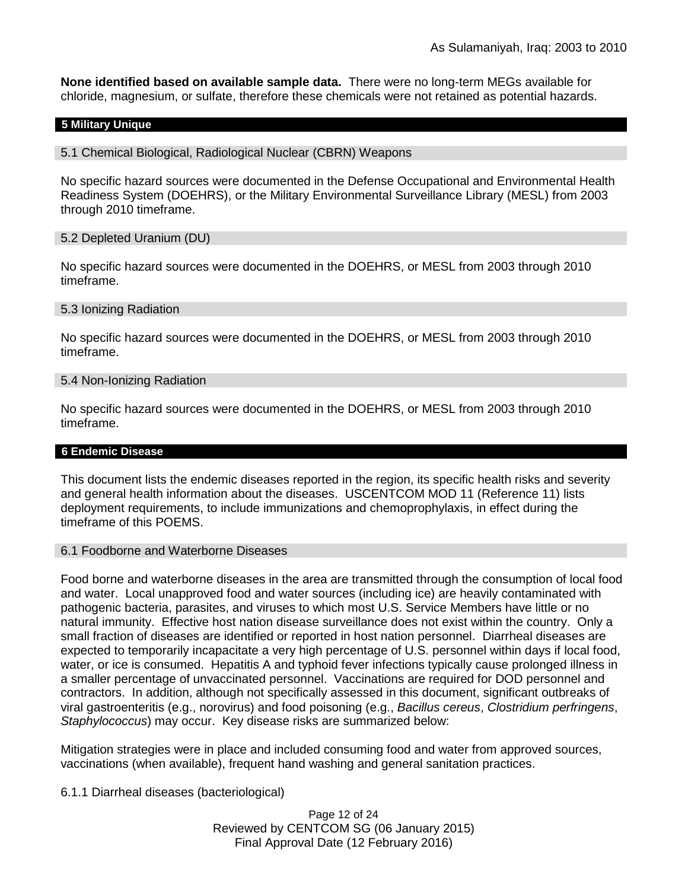**None identified based on available sample data.** There were no long-term MEGs available for chloride, magnesium, or sulfate, therefore these chemicals were not retained as potential hazards.

## 5 Military Unique

### 5.1 Chemical Biological, Radiological Nuclear (CBRN) Weapons

No specific hazard sources were documented in the Defense Occupational and Environmental Health Readiness System (DOEHRS), or the Military Environmental Surveillance Library (MESL) from 2003 through 2010 timeframe.

### 5.2 Depleted Uranium (DU)

No specific hazard sources were documented in the DOEHRS, or MESL from 2003 through 2010 timeframe.

### 5.3 Ionizing Radiation

No specific hazard sources were documented in the DOEHRS, or MESL from 2003 through 2010 timeframe.

### 5.4 Non-Ionizing Radiation

No specific hazard sources were documented in the DOEHRS, or MESL from 2003 through 2010 timeframe.

## 6 Endemic Disease

This document lists the endemic diseases reported in the region, its specific health risks and severity and general health information about the diseases. USCENTCOM MOD 11 (Reference 11) lists deployment requirements, to include immunizations and chemoprophylaxis, in effect during the timeframe of this POEMS.

### 6.1 Foodborne and Waterborne Diseases

Food borne and waterborne diseases in the area are transmitted through the consumption of local food and water. Local unapproved food and water sources (including ice) are heavily contaminated with pathogenic bacteria, parasites, and viruses to which most U.S. Service Members have little or no natural immunity. Effective host nation disease surveillance does not exist within the country. Only a small fraction of diseases are identified or reported in host nation personnel. Diarrheal diseases are expected to temporarily incapacitate a very high percentage of U.S. personnel within days if local food, water, or ice is consumed. Hepatitis A and typhoid fever infections typically cause prolonged illness in a smaller percentage of unvaccinated personnel. Vaccinations are required for DOD personnel and contractors. In addition, although not specifically assessed in this document, significant outbreaks of viral gastroenteritis (e.g., norovirus) and food poisoning (e.g., *Bacillus cereus*, *Clostridium perfringens*, *Staphylococcus*) may occur. Key disease risks are summarized below:

Mitigation strategies were in place and included consuming food and water from approved sources, vaccinations (when available), frequent hand washing and general sanitation practices.

6.1.1 Diarrheal diseases (bacteriological)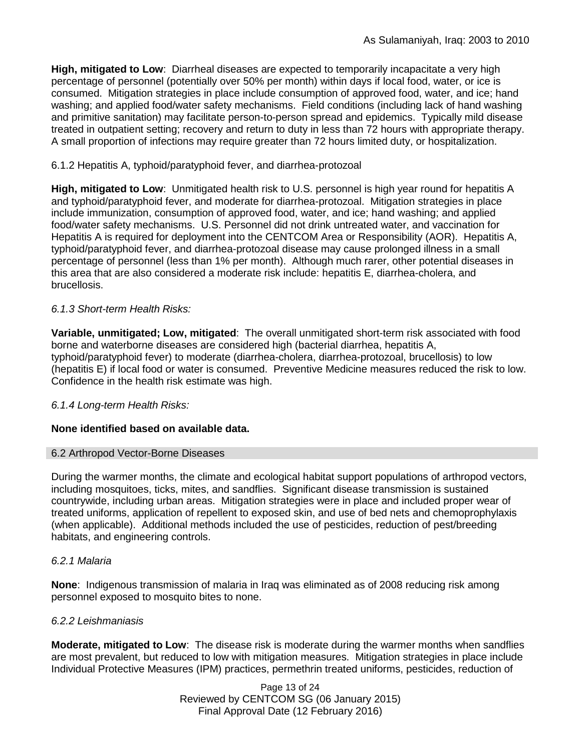**High, mitigated to Low**: Diarrheal diseases are expected to temporarily incapacitate a very high percentage of personnel (potentially over 50% per month) within days if local food, water, or ice is consumed. Mitigation strategies in place include consumption of approved food, water, and ice; hand washing; and applied food/water safety mechanisms. Field conditions (including lack of hand washing and primitive sanitation) may facilitate person-to-person spread and epidemics. Typically mild disease treated in outpatient setting; recovery and return to duty in less than 72 hours with appropriate therapy. A small proportion of infections may require greater than 72 hours limited duty, or hospitalization.

6.1.2 Hepatitis A, typhoid/paratyphoid fever, and diarrhea-protozoal

**High, mitigated to Low**: Unmitigated health risk to U.S. personnel is high year round for hepatitis A and typhoid/paratyphoid fever, and moderate for diarrhea-protozoal. Mitigation strategies in place include immunization, consumption of approved food, water, and ice; hand washing; and applied food/water safety mechanisms. U.S. Personnel did not drink untreated water, and vaccination for Hepatitis A is required for deployment into the CENTCOM Area or Responsibility (AOR). Hepatitis A, typhoid/paratyphoid fever, and diarrhea-protozoal disease may cause prolonged illness in a small percentage of personnel (less than 1% per month). Although much rarer, other potential diseases in this area that are also considered a moderate risk include: hepatitis E, diarrhea-cholera, and brucellosis.

*6.1.3 Short-term Health Risks:*

**Variable, unmitigated; Low, mitigated**: The overall unmitigated short-term risk associated with food borne and waterborne diseases are considered high (bacterial diarrhea, hepatitis A, typhoid/paratyphoid fever) to moderate (diarrhea-cholera, diarrhea-protozoal, brucellosis) to low (hepatitis E) if local food or water is consumed. Preventive Medicine measures reduced the risk to low. Confidence in the health risk estimate was high.

*6.1.4 Long-term Health Risks:*

**None identified based on available data.**

## 6.2 Arthropod Vector-Borne Diseases

During the warmer months, the climate and ecological habitat support populations of arthropod vectors, including mosquitoes, ticks, mites, and sandflies. Significant disease transmission is sustained countrywide, including urban areas. Mitigation strategies were in place and included proper wear of treated uniforms, application of repellent to exposed skin, and use of bed nets and chemoprophylaxis (when applicable). Additional methods included the use of pesticides, reduction of pest/breeding habitats, and engineering controls.

*6.2.1 Malaria*

**None**: Indigenous transmission of malaria in Iraq was eliminated as of 2008 reducing risk among personnel exposed to mosquito bites to none.

*6.2.2 Leishmaniasis*

**Moderate, mitigated to Low**: The disease risk is moderate during the warmer months when sandflies are most prevalent, but reduced to low with mitigation measures. Mitigation strategies in place include Individual Protective Measures (IPM) practices, permethrin treated uniforms, pesticides, reduction of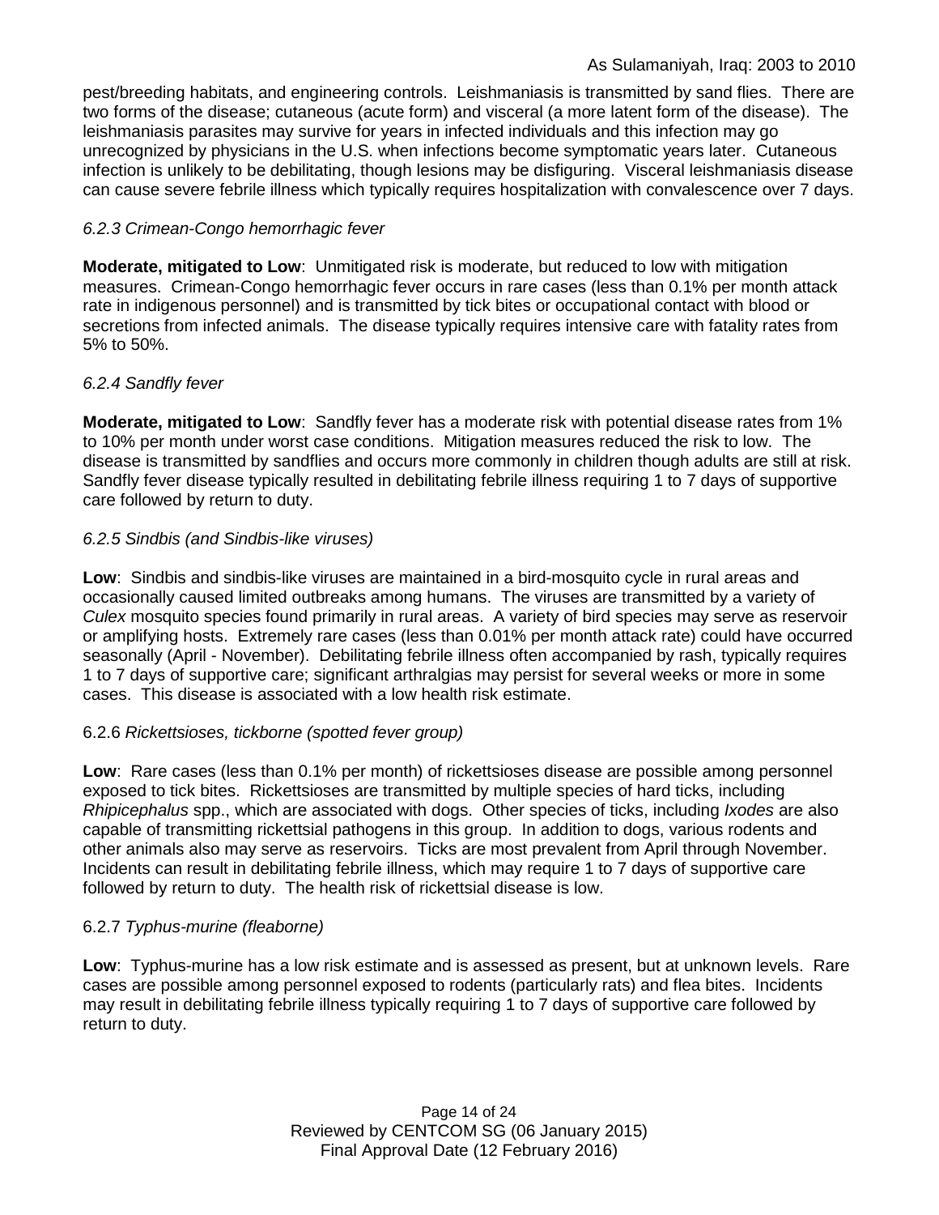pest/breeding habitats, and engineering controls. Leishmaniasis is transmitted by sand flies. There are two forms of the disease; cutaneous (acute form) and visceral (a more latent form of the disease). The leishmaniasis parasites may survive for years in infected individuals and this infection may go unrecognized by physicians in the U.S. when infections become symptomatic years later. Cutaneous infection is unlikely to be debilitating, though lesions may be disfiguring. Visceral leishmaniasis disease can cause severe febrile illness which typically requires hospitalization with convalescence over 7 days.

#### *6.2.3 Crimean-Congo hemorrhagic fever*

**Moderate, mitigated to Low**: Unmitigated risk is moderate, but reduced to low with mitigation measures. Crimean-Congo hemorrhagic fever occurs in rare cases (less than 0.1% per month attack rate in indigenous personnel) and is transmitted by tick bites or occupational contact with blood or secretions from infected animals. The disease typically requires intensive care with fatality rates from 5% to 50%.

#### *6.2.4 Sandfly fever*

**Moderate, mitigated to Low**: Sandfly fever has a moderate risk with potential disease rates from 1% to 10% per month under worst case conditions. Mitigation measures reduced the risk to low. The disease is transmitted by sandflies and occurs more commonly in children though adults are still at risk. Sandfly fever disease typically resulted in debilitating febrile illness requiring 1 to 7 days of supportive care followed by return to duty.

#### *6.2.5 Sindbis (and Sindbis-like viruses)*

**Low**: Sindbis and sindbis-like viruses are maintained in a bird-mosquito cycle in rural areas and occasionally caused limited outbreaks among humans. The viruses are transmitted by a variety of *Culex* mosquito species found primarily in rural areas. A variety of bird species may serve as reservoir or amplifying hosts. Extremely rare cases (less than 0.01% per month attack rate) could have occurred seasonally (April - November). Debilitating febrile illness often accompanied by rash, typically requires 1 to 7 days of supportive care; significant arthralgias may persist for several weeks or more in some cases. This disease is associated with a low health risk estimate.

#### 6.2.6 *Rickettsioses, tickborne (spotted fever group)*

**Low**: Rare cases (less than 0.1% per month) of rickettsioses disease are possible among personnel exposed to tick bites. Rickettsioses are transmitted by multiple species of hard ticks, including *Rhipicephalus* spp., which are associated with dogs. Other species of ticks, including *Ixodes* are also capable of transmitting rickettsial pathogens in this group. In addition to dogs, various rodents and other animals also may serve as reservoirs. Ticks are most prevalent from April through November. Incidents can result in debilitating febrile illness, which may require 1 to 7 days of supportive care followed by return to duty. The health risk of rickettsial disease is low.

#### 6.2.7 *Typhus-murine (fleaborne)*

**Low**: Typhus-murine has a low risk estimate and is assessed as present, but at unknown levels. Rare cases are possible among personnel exposed to rodents (particularly rats) and flea bites. Incidents may result in debilitating febrile illness typically requiring 1 to 7 days of supportive care followed by return to duty.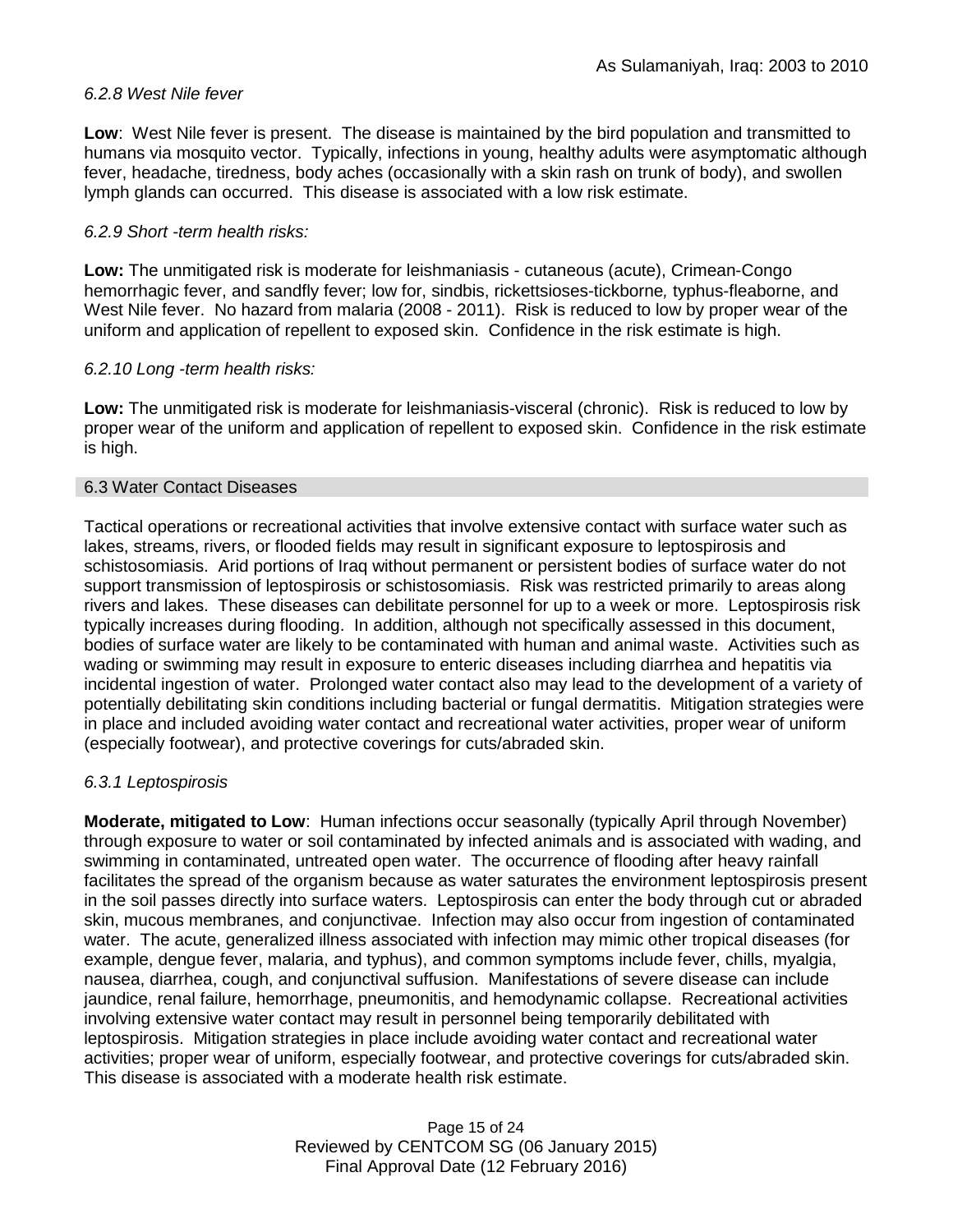*6.2.8 West Nile fever*

**Low**: West Nile fever is present. The disease is maintained by the bird population and transmitted to humans via mosquito vector. Typically, infections in young, healthy adults were asymptomatic although fever, headache, tiredness, body aches (occasionally with a skin rash on trunk of body), and swollen lymph glands can occurred. This disease is associated with a low risk estimate.

*6.2.9 Short -term health risks:*

**Low:** The unmitigated risk is moderate for leishmaniasis - cutaneous (acute), Crimean-Congo hemorrhagic fever, and sandfly fever; low for, sindbis, rickettsioses-tickborne*,* typhus-fleaborne, and West Nile fever. No hazard from malaria (2008 - 2011). Risk is reduced to low by proper wear of the uniform and application of repellent to exposed skin. Confidence in the risk estimate is high.

*6.2.10 Long -term health risks:*

**Low:** The unmitigated risk is moderate for leishmaniasis-visceral (chronic). Risk is reduced to low by proper wear of the uniform and application of repellent to exposed skin. Confidence in the risk estimate is high.

## 6.3 Water Contact Diseases

Tactical operations or recreational activities that involve extensive contact with surface water such as lakes, streams, rivers, or flooded fields may result in significant exposure to leptospirosis and schistosomiasis. Arid portions of Iraq without permanent or persistent bodies of surface water do not support transmission of leptospirosis or schistosomiasis. Risk was restricted primarily to areas along rivers and lakes. These diseases can debilitate personnel for up to a week or more. Leptospirosis risk typically increases during flooding. In addition, although not specifically assessed in this document, bodies of surface water are likely to be contaminated with human and animal waste. Activities such as wading or swimming may result in exposure to enteric diseases including diarrhea and hepatitis via incidental ingestion of water. Prolonged water contact also may lead to the development of a variety of potentially debilitating skin conditions including bacterial or fungal dermatitis. Mitigation strategies were in place and included avoiding water contact and recreational water activities, proper wear of uniform (especially footwear), and protective coverings for cuts/abraded skin.

*6.3.1 Leptospirosis*

**Moderate, mitigated to Low**: Human infections occur seasonally (typically April through November) through exposure to water or soil contaminated by infected animals and is associated with wading, and swimming in contaminated, untreated open water. The occurrence of flooding after heavy rainfall facilitates the spread of the organism because as water saturates the environment leptospirosis present in the soil passes directly into surface waters. Leptospirosis can enter the body through cut or abraded skin, mucous membranes, and conjunctivae. Infection may also occur from ingestion of contaminated water. The acute, generalized illness associated with infection may mimic other tropical diseases (for example, dengue fever, malaria, and typhus), and common symptoms include fever, chills, myalgia, nausea, diarrhea, cough, and conjunctival suffusion. Manifestations of severe disease can include jaundice, renal failure, hemorrhage, pneumonitis, and hemodynamic collapse. Recreational activities involving extensive water contact may result in personnel being temporarily debilitated with leptospirosis. Mitigation strategies in place include avoiding water contact and recreational water activities; proper wear of uniform, especially footwear, and protective coverings for cuts/abraded skin. This disease is associated with a moderate health risk estimate.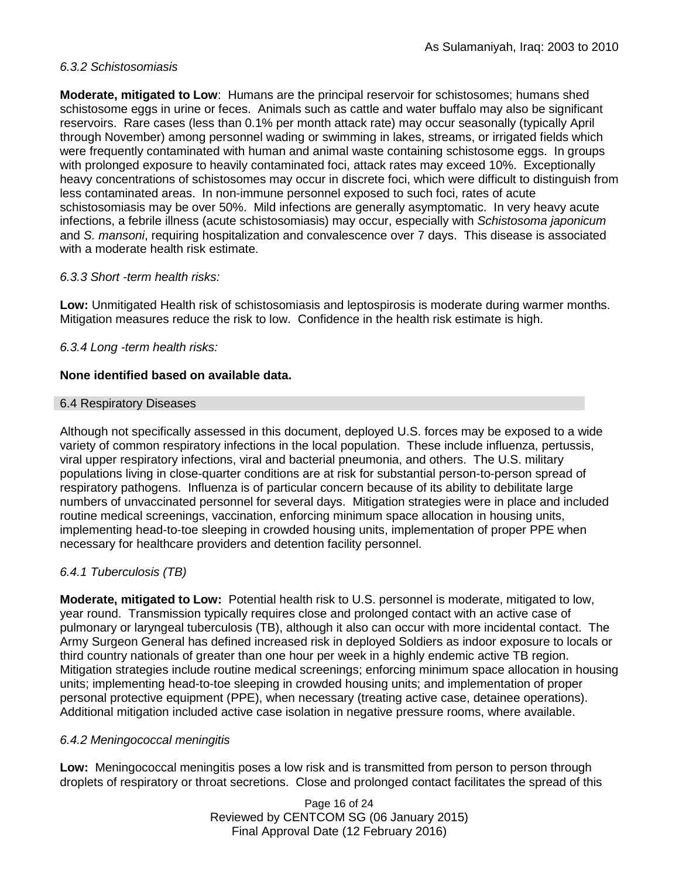*6.3.2 Schistosomiasis*

**Moderate, mitigated to Low**: Humans are the principal reservoir for schistosomes; humans shed schistosome eggs in urine or feces. Animals such as cattle and water buffalo may also be significant reservoirs. Rare cases (less than 0.1% per month attack rate) may occur seasonally (typically April through November) among personnel wading or swimming in lakes, streams, or irrigated fields which were frequently contaminated with human and animal waste containing schistosome eggs. In groups with prolonged exposure to heavily contaminated foci, attack rates may exceed 10%. Exceptionally heavy concentrations of schistosomes may occur in discrete foci, which were difficult to distinguish from less contaminated areas. In non-immune personnel exposed to such foci, rates of acute schistosomiasis may be over 50%. Mild infections are generally asymptomatic. In very heavy acute infections, a febrile illness (acute schistosomiasis) may occur, especially with *Schistosoma japonicum* and *S. mansoni*, requiring hospitalization and convalescence over 7 days. This disease is associated with a moderate health risk estimate.

*6.3.3 Short -term health risks:*

**Low:** Unmitigated Health risk of schistosomiasis and leptospirosis is moderate during warmer months. Mitigation measures reduce the risk to low. Confidence in the health risk estimate is high.

*6.3.4 Long -term health risks:*

**None identified based on available data.**

## 6.4 Respiratory Diseases

Although not specifically assessed in this document, deployed U.S. forces may be exposed to a wide variety of common respiratory infections in the local population. These include influenza, pertussis, viral upper respiratory infections, viral and bacterial pneumonia, and others. The U.S. military populations living in close-quarter conditions are at risk for substantial person-to-person spread of respiratory pathogens. Influenza is of particular concern because of its ability to debilitate large numbers of unvaccinated personnel for several days. Mitigation strategies were in place and included routine medical screenings, vaccination, enforcing minimum space allocation in housing units, implementing head-to-toe sleeping in crowded housing units, implementation of proper PPE when necessary for healthcare providers and detention facility personnel.

*6.4.1 Tuberculosis (TB)*

**Moderate, mitigated to Low:** Potential health risk to U.S. personnel is moderate, mitigated to low, year round. Transmission typically requires close and prolonged contact with an active case of pulmonary or laryngeal tuberculosis (TB), although it also can occur with more incidental contact. The Army Surgeon General has defined increased risk in deployed Soldiers as indoor exposure to locals or third country nationals of greater than one hour per week in a highly endemic active TB region. Mitigation strategies include routine medical screenings; enforcing minimum space allocation in housing units; implementing head-to-toe sleeping in crowded housing units; and implementation of proper personal protective equipment (PPE), when necessary (treating active case, detainee operations). Additional mitigation included active case isolation in negative pressure rooms, where available.

*6.4.2 Meningococcal meningitis*

**Low:** Meningococcal meningitis poses a low risk and is transmitted from person to person through droplets of respiratory or throat secretions. Close and prolonged contact facilitates the spread of this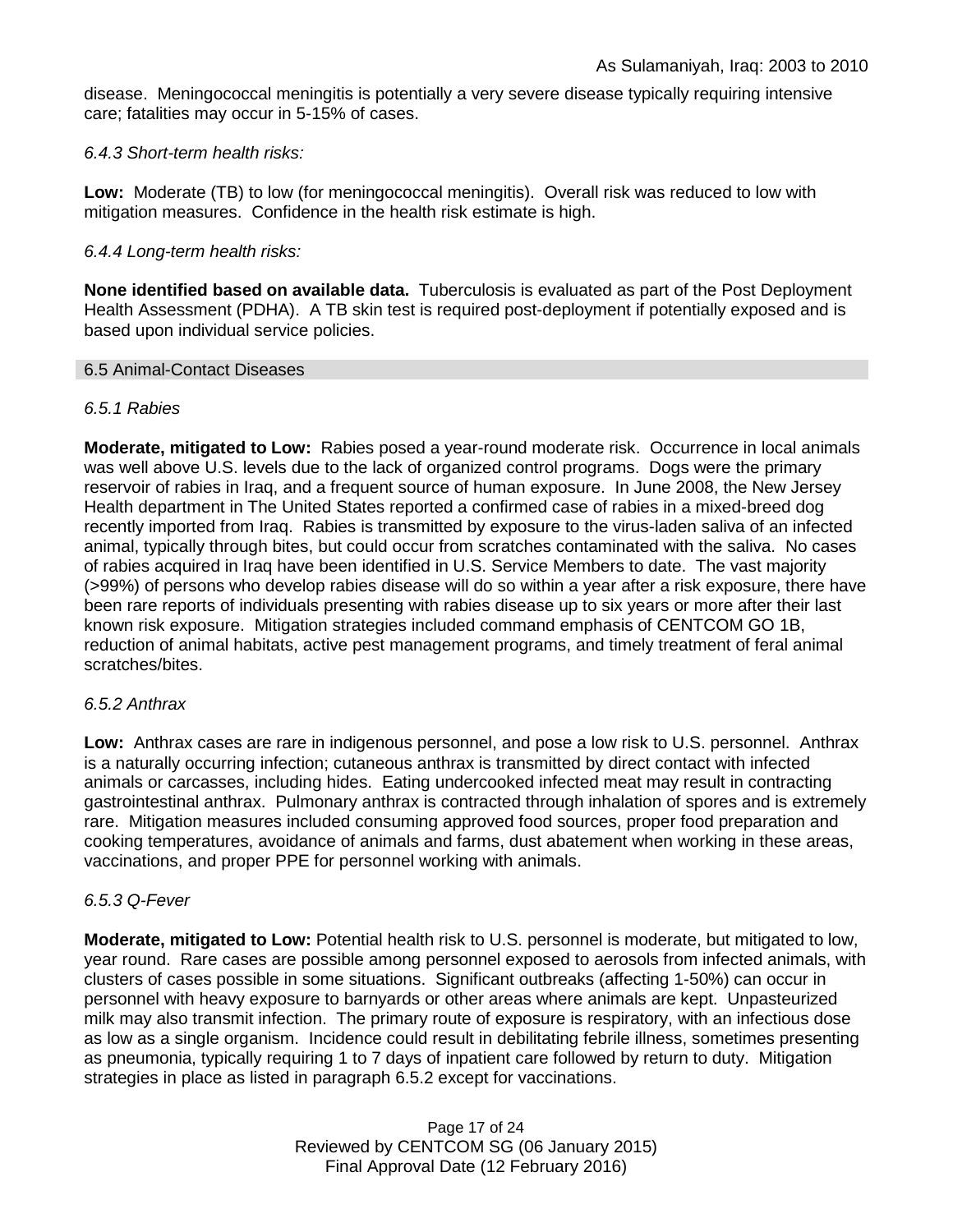disease. Meningococcal meningitis is potentially a very severe disease typically requiring intensive care; fatalities may occur in 5-15% of cases.

*6.4.3 Short-term health risks:*

**Low:** Moderate (TB) to low (for meningococcal meningitis). Overall risk was reduced to low with mitigation measures. Confidence in the health risk estimate is high.

*6.4.4 Long-term health risks:*

**None identified based on available data.** Tuberculosis is evaluated as part of the Post Deployment Health Assessment (PDHA). A TB skin test is required post-deployment if potentially exposed and is based upon individual service policies.

## 6.5 Animal-Contact Diseases

*6.5.1 Rabies*

**Moderate, mitigated to Low:** Rabies posed a year-round moderate risk. Occurrence in local animals was well above U.S. levels due to the lack of organized control programs. Dogs were the primary reservoir of rabies in Iraq, and a frequent source of human exposure. In June 2008, the New Jersey Health department in The United States reported a confirmed case of rabies in a mixed-breed dog recently imported from Iraq. Rabies is transmitted by exposure to the virus-laden saliva of an infected animal, typically through bites, but could occur from scratches contaminated with the saliva. No cases of rabies acquired in Iraq have been identified in U.S. Service Members to date. The vast majority (>99%) of persons who develop rabies disease will do so within a year after a risk exposure, there have been rare reports of individuals presenting with rabies disease up to six years or more after their last known risk exposure. Mitigation strategies included command emphasis of CENTCOM GO 1B, reduction of animal habitats, active pest management programs, and timely treatment of feral animal scratches/bites.

*6.5.2 Anthrax*

**Low:** Anthrax cases are rare in indigenous personnel, and pose a low risk to U.S. personnel. Anthrax is a naturally occurring infection; cutaneous anthrax is transmitted by direct contact with infected animals or carcasses, including hides. Eating undercooked infected meat may result in contracting gastrointestinal anthrax. Pulmonary anthrax is contracted through inhalation of spores and is extremely rare. Mitigation measures included consuming approved food sources, proper food preparation and cooking temperatures, avoidance of animals and farms, dust abatement when working in these areas, vaccinations, and proper PPE for personnel working with animals.

*6.5.3 Q-Fever*

**Moderate, mitigated to Low:** Potential health risk to U.S. personnel is moderate, but mitigated to low, year round. Rare cases are possible among personnel exposed to aerosols from infected animals, with clusters of cases possible in some situations. Significant outbreaks (affecting 1-50%) can occur in personnel with heavy exposure to barnyards or other areas where animals are kept. Unpasteurized milk may also transmit infection. The primary route of exposure is respiratory, with an infectious dose as low as a single organism. Incidence could result in debilitating febrile illness, sometimes presenting as pneumonia, typically requiring 1 to 7 days of inpatient care followed by return to duty. Mitigation strategies in place as listed in paragraph 6.5.2 except for vaccinations.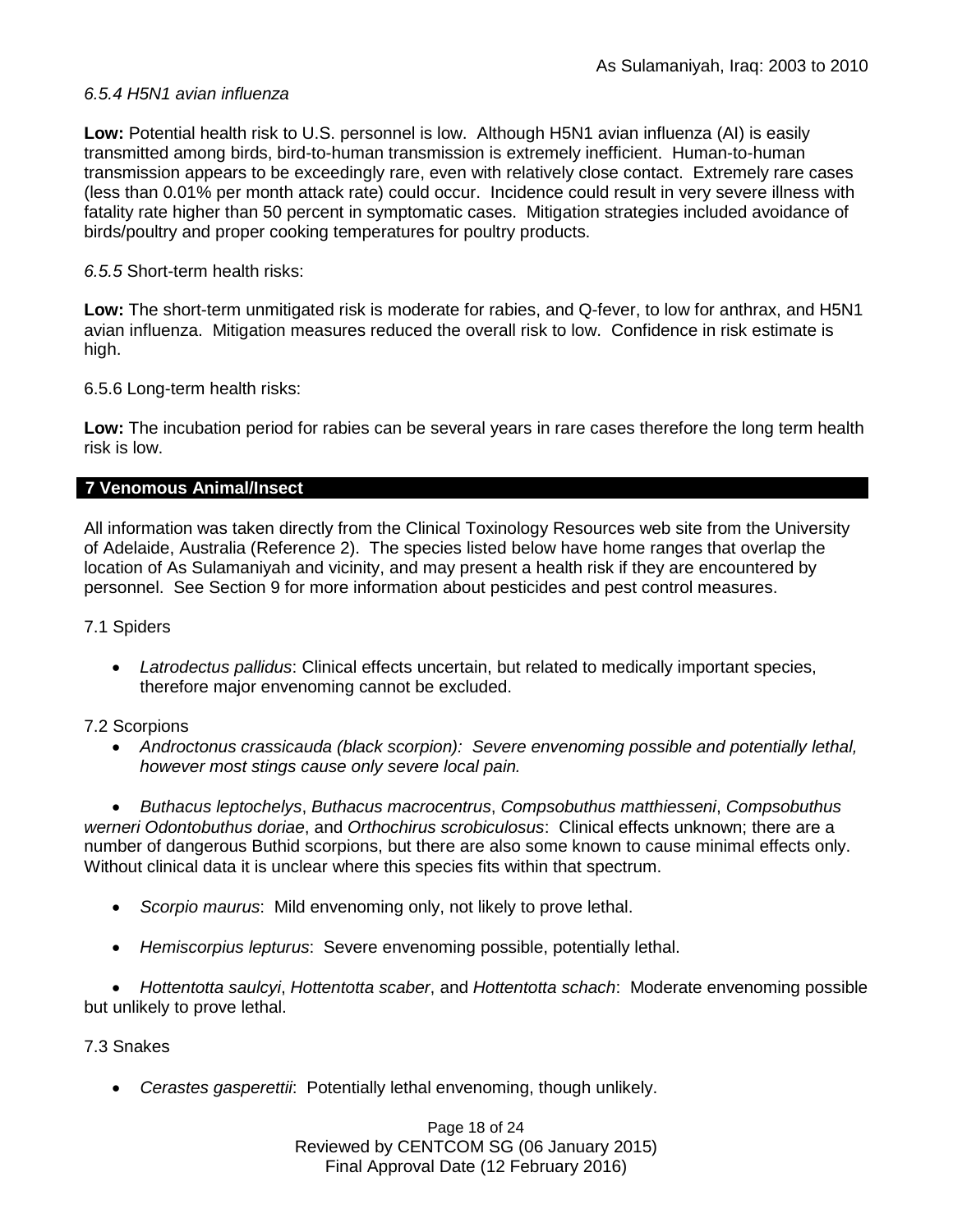*6.5.4 H5N1 avian influenza*

**Low:** Potential health risk to U.S. personnel is low. Although H5N1 avian influenza (AI) is easily transmitted among birds, bird-to-human transmission is extremely inefficient. Human-to-human transmission appears to be exceedingly rare, even with relatively close contact. Extremely rare cases (less than 0.01% per month attack rate) could occur. Incidence could result in very severe illness with fatality rate higher than 50 percent in symptomatic cases. Mitigation strategies included avoidance of birds/poultry and proper cooking temperatures for poultry products.

*6.5.5* Short-term health risks:

**Low:** The short-term unmitigated risk is moderate for rabies, and Q-fever, to low for anthrax, and H5N1 avian influenza. Mitigation measures reduced the overall risk to low. Confidence in risk estimate is high.

6.5.6 Long-term health risks:

**Low:** The incubation period for rabies can be several years in rare cases therefore the long term health risk is low.

## 7 Venomous Animal/Insect

All information was taken directly from the Clinical Toxinology Resources web site from the University of Adelaide, Australia (Reference 2). The species listed below have home ranges that overlap the location of As Sulamaniyah and vicinity, and may present a health risk if they are encountered by personnel. See Section 9 for more information about pesticides and pest control measures.

7.1 Spiders

- *Latrodectus pallidus*: Clinical effects uncertain, but related to medically important species, therefore major envenoming cannot be excluded.

7.2 Scorpions

- *Androctonus crassicauda (black scorpion): Severe envenoming possible and potentially lethal, however most stings cause only severe local pain.*
- *Buthacus leptochelys*, *Buthacus macrocentrus*, *Compsobuthus matthiesseni*, *Compsobuthus werneri Odontobuthus doriae*, and *Orthochirus scrobiculosus*: Clinical effects unknown; there are a number of dangerous Buthid scorpions, but there are also some known to cause minimal effects only. Without clinical data it is unclear where this species fits within that spectrum.
- *Scorpio maurus*: Mild envenoming only, not likely to prove lethal.
- *Hemiscorpius lepturus*: Severe envenoming possible, potentially lethal.
- *Hottentotta saulcyi*, *Hottentotta scaber*, and *Hottentotta schach*: Moderate envenoming possible but unlikely to prove lethal.

7.3 Snakes

- *Cerastes gasperettii*: Potentially lethal envenoming, though unlikely.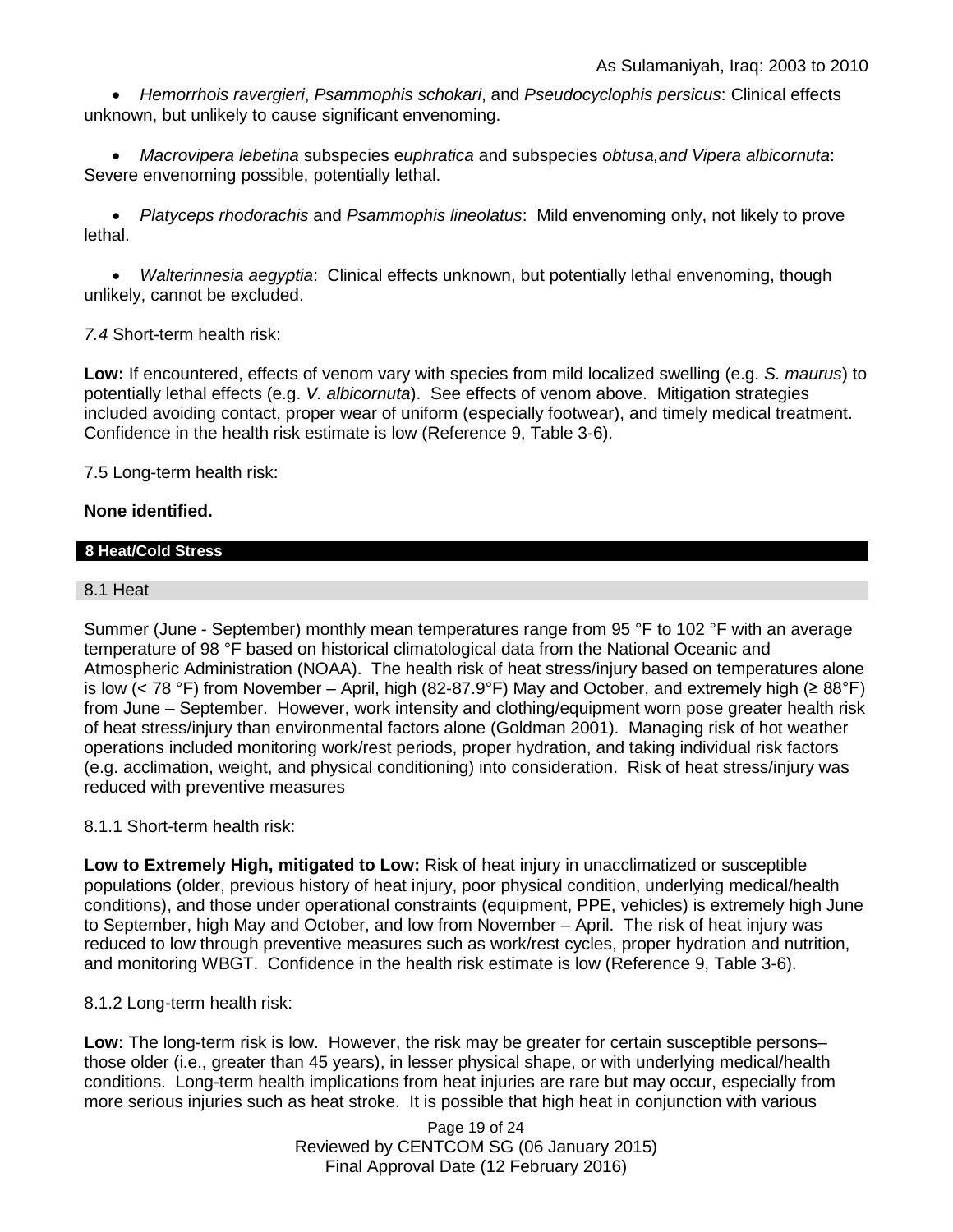- *Hemorrhois ravergieri*, *Psammophis schokari*, and *Pseudocyclophis persicus*: Clinical effects unknown, but unlikely to cause significant envenoming.

- *Macrovipera lebetina* subspecies e*uphratica* and subspecies *obtusa,and Vipera albicornuta*: Severe envenoming possible, potentially lethal.

- *Platyceps rhodorachis* and *Psammophis lineolatus*: Mild envenoming only, not likely to prove lethal.

- *Walterinnesia aegyptia*: Clinical effects unknown, but potentially lethal envenoming, though unlikely, cannot be excluded.

*7.4* Short-term health risk:

**Low:** If encountered, effects of venom vary with species from mild localized swelling (e.g. *S. maurus*) to potentially lethal effects (e.g. *V. albicornuta*). See effects of venom above. Mitigation strategies included avoiding contact, proper wear of uniform (especially footwear), and timely medical treatment. Confidence in the health risk estimate is low (Reference 9, Table 3-6).

7.5 Long-term health risk:

**None identified.**

## 8 Heat/Cold Stress

### 8.1 Heat

Summer (June - September) monthly mean temperatures range from 95 °F to 102 °F with an average temperature of 98 °F based on historical climatological data from the National Oceanic and Atmospheric Administration (NOAA). The health risk of heat stress/injury based on temperatures alone is low (< 78 °F) from November – April, high (82-87.9°F) May and October, and extremely high (≥ 88°F) from June – September. However, work intensity and clothing/equipment worn pose greater health risk of heat stress/injury than environmental factors alone (Goldman 2001). Managing risk of hot weather operations included monitoring work/rest periods, proper hydration, and taking individual risk factors (e.g. acclimation, weight, and physical conditioning) into consideration. Risk of heat stress/injury was reduced with preventive measures

8.1.1 Short-term health risk:

**Low to Extremely High, mitigated to Low:** Risk of heat injury in unacclimatized or susceptible populations (older, previous history of heat injury, poor physical condition, underlying medical/health conditions), and those under operational constraints (equipment, PPE, vehicles) is extremely high June to September, high May and October, and low from November – April. The risk of heat injury was reduced to low through preventive measures such as work/rest cycles, proper hydration and nutrition, and monitoring WBGT. Confidence in the health risk estimate is low (Reference 9, Table 3-6).

8.1.2 Long-term health risk:

**Low:** The long-term risk is low. However, the risk may be greater for certain susceptible persons– those older (i.e., greater than 45 years), in lesser physical shape, or with underlying medical/health conditions. Long-term health implications from heat injuries are rare but may occur, especially from more serious injuries such as heat stroke. It is possible that high heat in conjunction with various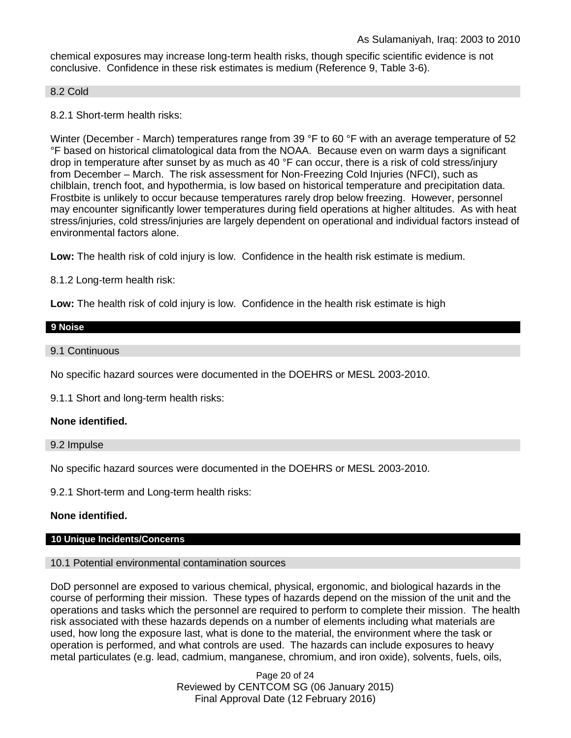chemical exposures may increase long-term health risks, though specific scientific evidence is not conclusive. Confidence in these risk estimates is medium (Reference 9, Table 3-6).

### 8.2 Cold

8.2.1 Short-term health risks:

Winter (December - March) temperatures range from 39 °F to 60 °F with an average temperature of 52 °F based on historical climatological data from the NOAA. Because even on warm days a significant drop in temperature after sunset by as much as 40 °F can occur, there is a risk of cold stress/injury from December – March. The risk assessment for Non-Freezing Cold Injuries (NFCI), such as chilblain, trench foot, and hypothermia, is low based on historical temperature and precipitation data. Frostbite is unlikely to occur because temperatures rarely drop below freezing. However, personnel may encounter significantly lower temperatures during field operations at higher altitudes. As with heat stress/injuries, cold stress/injuries are largely dependent on operational and individual factors instead of environmental factors alone.

**Low:** The health risk of cold injury is low. Confidence in the health risk estimate is medium.

8.1.2 Long-term health risk:

**Low:** The health risk of cold injury is low. Confidence in the health risk estimate is high

## 9 Noise

### 9.1 Continuous

No specific hazard sources were documented in the DOEHRS or MESL 2003-2010.

9.1.1 Short and long-term health risks:

**None identified.**

### 9.2 Impulse

No specific hazard sources were documented in the DOEHRS or MESL 2003-2010.

9.2.1 Short-term and Long-term health risks:

**None identified.**

## 10 Unique Incidents/Concerns

### 10.1 Potential environmental contamination sources

DoD personnel are exposed to various chemical, physical, ergonomic, and biological hazards in the course of performing their mission. These types of hazards depend on the mission of the unit and the operations and tasks which the personnel are required to perform to complete their mission. The health risk associated with these hazards depends on a number of elements including what materials are used, how long the exposure last, what is done to the material, the environment where the task or operation is performed, and what controls are used. The hazards can include exposures to heavy metal particulates (e.g. lead, cadmium, manganese, chromium, and iron oxide), solvents, fuels, oils,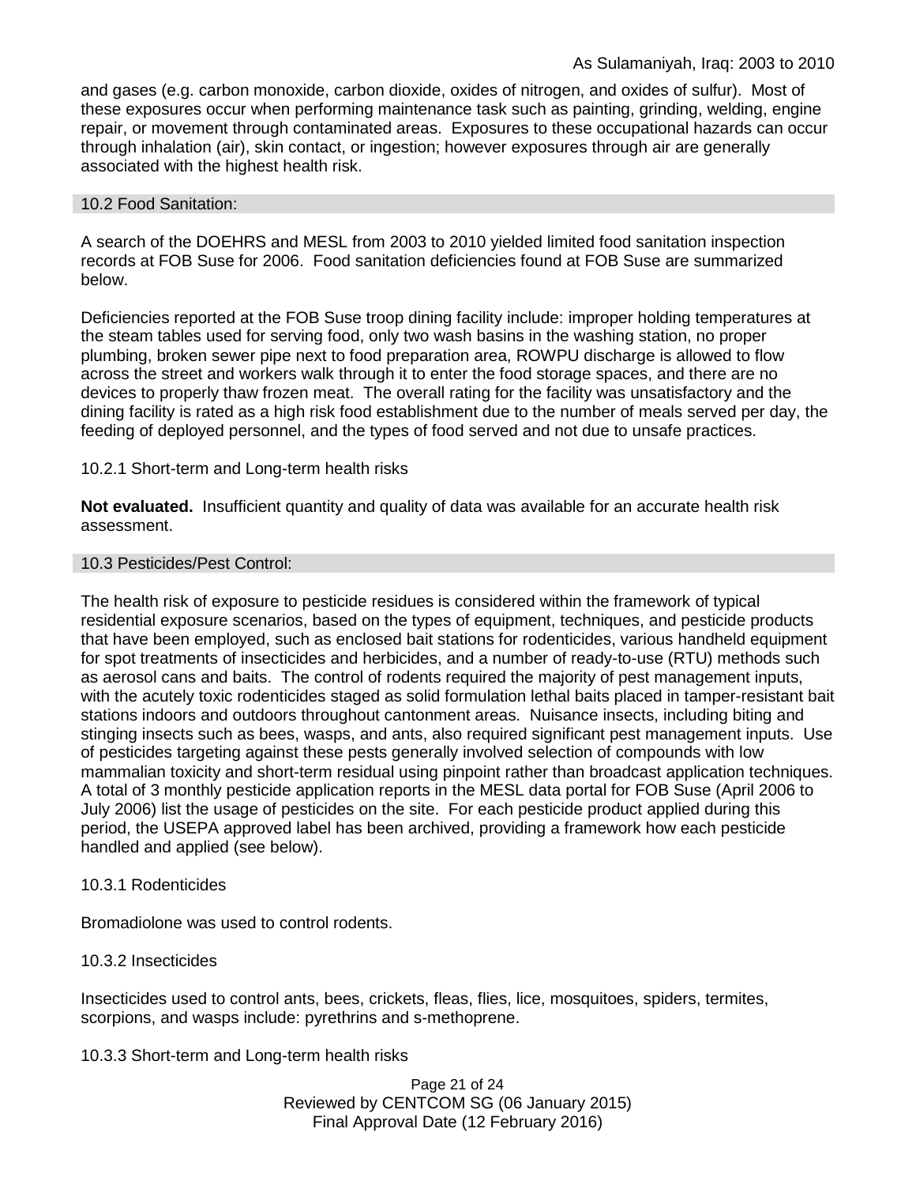and gases (e.g. carbon monoxide, carbon dioxide, oxides of nitrogen, and oxides of sulfur). Most of these exposures occur when performing maintenance task such as painting, grinding, welding, engine repair, or movement through contaminated areas. Exposures to these occupational hazards can occur through inhalation (air), skin contact, or ingestion; however exposures through air are generally associated with the highest health risk.

## 10.2 Food Sanitation:

A search of the DOEHRS and MESL from 2003 to 2010 yielded limited food sanitation inspection records at FOB Suse for 2006. Food sanitation deficiencies found at FOB Suse are summarized below.

Deficiencies reported at the FOB Suse troop dining facility include: improper holding temperatures at the steam tables used for serving food, only two wash basins in the washing station, no proper plumbing, broken sewer pipe next to food preparation area, ROWPU discharge is allowed to flow across the street and workers walk through it to enter the food storage spaces, and there are no devices to properly thaw frozen meat. The overall rating for the facility was unsatisfactory and the dining facility is rated as a high risk food establishment due to the number of meals served per day, the feeding of deployed personnel, and the types of food served and not due to unsafe practices.

### 10.2.1 Short-term and Long-term health risks

**Not evaluated.** Insufficient quantity and quality of data was available for an accurate health risk assessment.

## 10.3 Pesticides/Pest Control:

The health risk of exposure to pesticide residues is considered within the framework of typical residential exposure scenarios, based on the types of equipment, techniques, and pesticide products that have been employed, such as enclosed bait stations for rodenticides, various handheld equipment for spot treatments of insecticides and herbicides, and a number of ready-to-use (RTU) methods such as aerosol cans and baits. The control of rodents required the majority of pest management inputs, with the acutely toxic rodenticides staged as solid formulation lethal baits placed in tamper-resistant bait stations indoors and outdoors throughout cantonment areas. Nuisance insects, including biting and stinging insects such as bees, wasps, and ants, also required significant pest management inputs. Use of pesticides targeting against these pests generally involved selection of compounds with low mammalian toxicity and short-term residual using pinpoint rather than broadcast application techniques. A total of 3 monthly pesticide application reports in the MESL data portal for FOB Suse (April 2006 to July 2006) list the usage of pesticides on the site. For each pesticide product applied during this period, the USEPA approved label has been archived, providing a framework how each pesticide handled and applied (see below).

### 10.3.1 Rodenticides

Bromadiolone was used to control rodents.

### 10.3.2 Insecticides

Insecticides used to control ants, bees, crickets, fleas, flies, lice, mosquitoes, spiders, termites, scorpions, and wasps include: pyrethrins and s-methoprene.

### 10.3.3 Short-term and Long-term health risks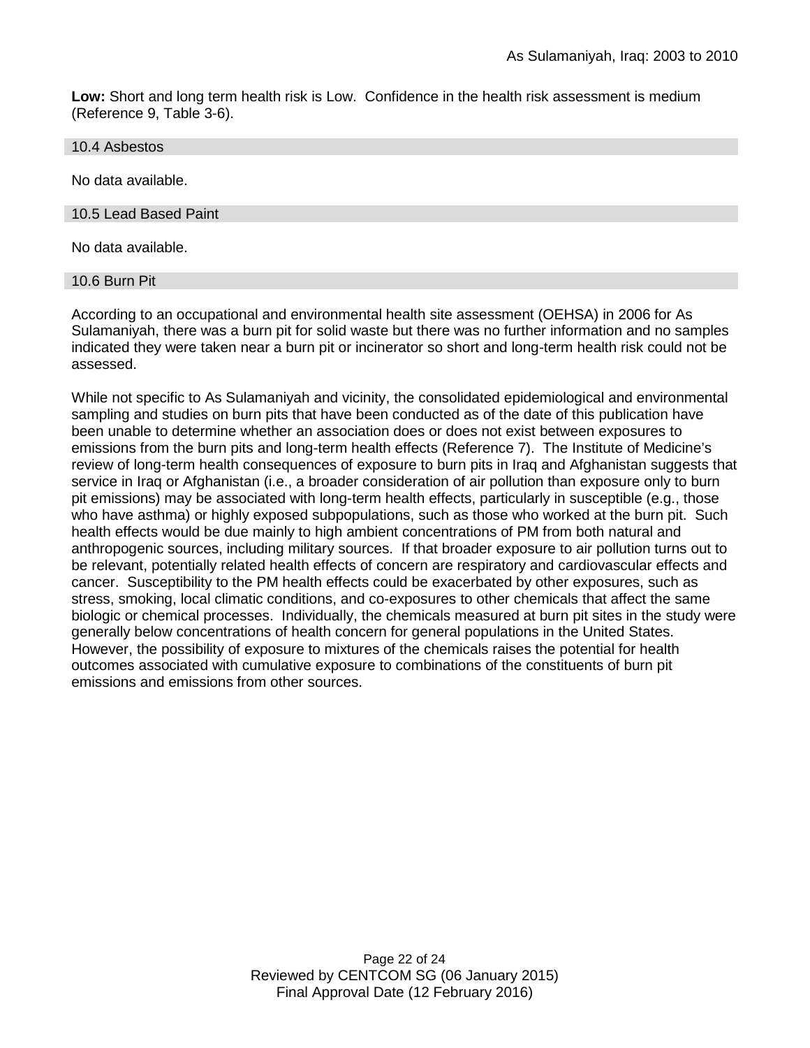**Low:** Short and long term health risk is Low. Confidence in the health risk assessment is medium (Reference 9, Table 3-6).

### 10.4 Asbestos

No data available.

### 10.5 Lead Based Paint

No data available.

### 10.6 Burn Pit

According to an occupational and environmental health site assessment (OEHSA) in 2006 for As Sulamaniyah, there was a burn pit for solid waste but there was no further information and no samples indicated they were taken near a burn pit or incinerator so short and long-term health risk could not be assessed.

While not specific to As Sulamaniyah and vicinity, the consolidated epidemiological and environmental sampling and studies on burn pits that have been conducted as of the date of this publication have been unable to determine whether an association does or does not exist between exposures to emissions from the burn pits and long-term health effects (Reference 7). The Institute of Medicine's review of long-term health consequences of exposure to burn pits in Iraq and Afghanistan suggests that service in Iraq or Afghanistan (i.e., a broader consideration of air pollution than exposure only to burn pit emissions) may be associated with long-term health effects, particularly in susceptible (e.g., those who have asthma) or highly exposed subpopulations, such as those who worked at the burn pit. Such health effects would be due mainly to high ambient concentrations of PM from both natural and anthropogenic sources, including military sources. If that broader exposure to air pollution turns out to be relevant, potentially related health effects of concern are respiratory and cardiovascular effects and cancer. Susceptibility to the PM health effects could be exacerbated by other exposures, such as stress, smoking, local climatic conditions, and co-exposures to other chemicals that affect the same biologic or chemical processes. Individually, the chemicals measured at burn pit sites in the study were generally below concentrations of health concern for general populations in the United States. However, the possibility of exposure to mixtures of the chemicals raises the potential for health outcomes associated with cumulative exposure to combinations of the constituents of burn pit emissions and emissions from other sources.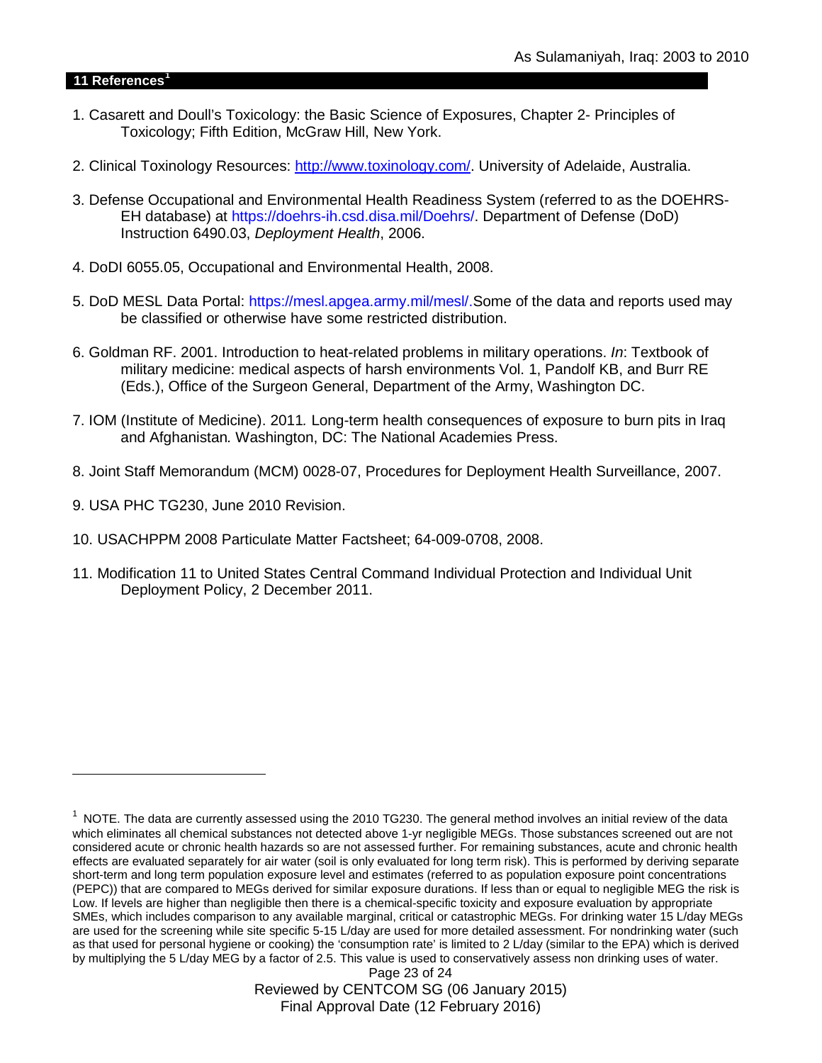## 11 References[1]

1. Casarett and Doull's Toxicology: the Basic Science of Exposures, Chapter 2- Principles of Toxicology; Fifth Edition, McGraw Hill, New York.

2. Clinical Toxinology Resources: http://www.toxinology.com/. University of Adelaide, Australia.

3. Defense Occupational and Environmental Health Readiness System (referred to as the DOEHRS-EH database) at https://doehrs-ih.csd.disa.mil/Doehrs/. Department of Defense (DoD) Instruction 6490.03, *Deployment Health*, 2006.

4. DoDI 6055.05, Occupational and Environmental Health, 2008.

5. DoD MESL Data Portal: https://mesl.apgea.army.mil/mesl/.Some of the data and reports used may be classified or otherwise have some restricted distribution.

6. Goldman RF. 2001. Introduction to heat-related problems in military operations. *In*: Textbook of military medicine: medical aspects of harsh environments Vol. 1, Pandolf KB, and Burr RE (Eds.), Office of the Surgeon General, Department of the Army, Washington DC.

7. IOM (Institute of Medicine). 2011*.* Long-term health consequences of exposure to burn pits in Iraq and Afghanistan*.* Washington, DC: The National Academies Press.

8. Joint Staff Memorandum (MCM) 0028-07, Procedures for Deployment Health Surveillance, 2007.

9. USA PHC TG230, June 2010 Revision.

10. USACHPPM 2008 Particulate Matter Factsheet; 64-009-0708, 2008.

11. Modification 11 to United States Central Command Individual Protection and Individual Unit Deployment Policy, 2 December 2011.

---

[1] NOTE. The data are currently assessed using the 2010 TG230. The general method involves an initial review of the data which eliminates all chemical substances not detected above 1-yr negligible MEGs. Those substances screened out are not considered acute or chronic health hazards so are not assessed further. For remaining substances, acute and chronic health effects are evaluated separately for air water (soil is only evaluated for long term risk). This is performed by deriving separate short-term and long term population exposure level and estimates (referred to as population exposure point concentrations (PEPC)) that are compared to MEGs derived for similar exposure durations. If less than or equal to negligible MEG the risk is Low. If levels are higher than negligible then there is a chemical-specific toxicity and exposure evaluation by appropriate SMEs, which includes comparison to any available marginal, critical or catastrophic MEGs. For drinking water 15 L/day MEGs are used for the screening while site specific 5-15 L/day are used for more detailed assessment. For nondrinking water (such as that used for personal hygiene or cooking) the 'consumption rate' is limited to 2 L/day (similar to the EPA) which is derived by multiplying the 5 L/day MEG by a factor of 2.5. This value is used to conservatively assess non drinking uses of water.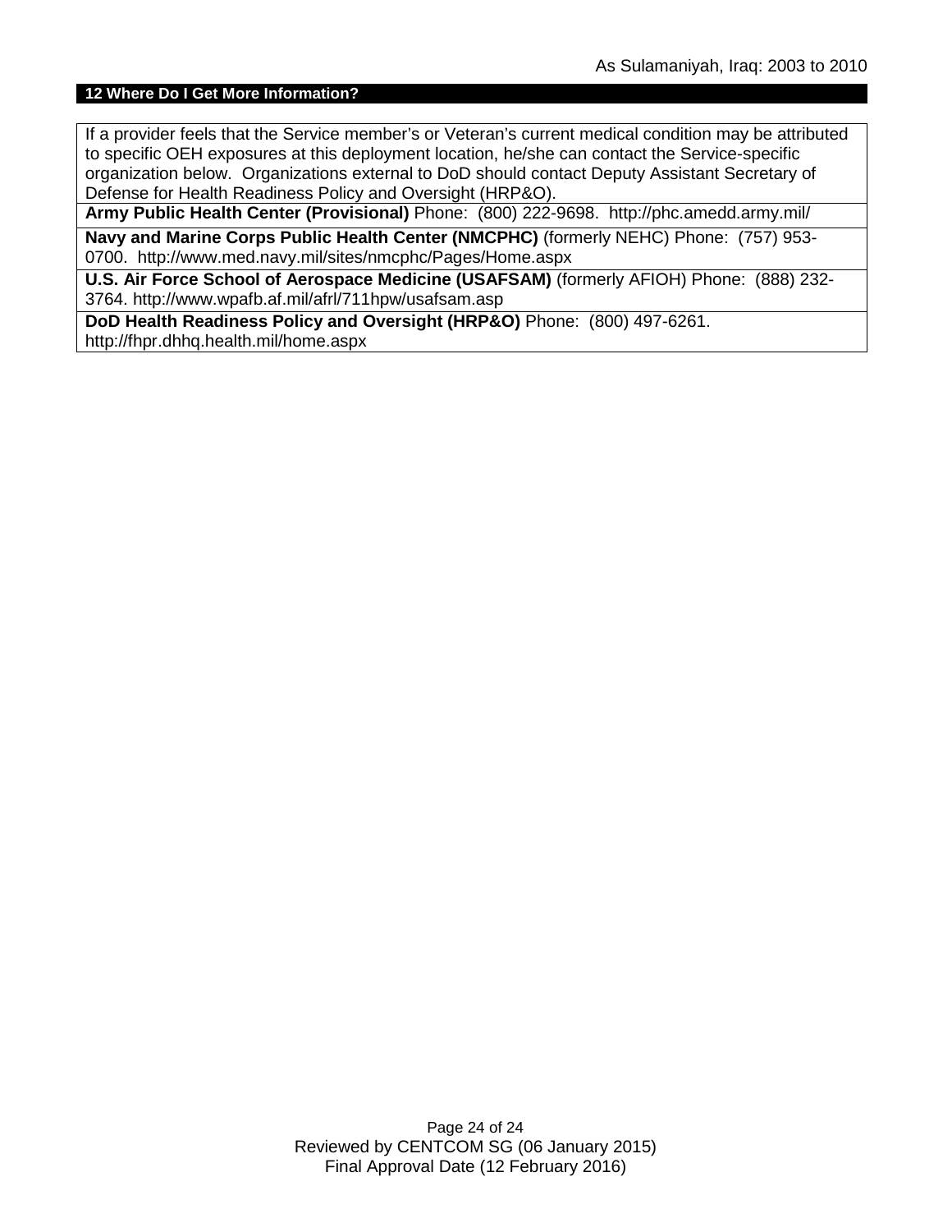## 12 Where Do I Get More Information?

| |
|---|
| If a provider feels that the Service member's or Veteran's current medical condition may be attributed to specific OEH exposures at this deployment location, he/she can contact the Service-specific organization below. Organizations external to DoD should contact Deputy Assistant Secretary of Defense for Health Readiness Policy and Oversight (HRP&O). |
| **Army Public Health Center (Provisional)** Phone: (800) 222-9698. http://phc.amedd.army.mil/ |
| **Navy and Marine Corps Public Health Center (NMCPHC)** (formerly NEHC) Phone: (757) 953-0700. http://www.med.navy.mil/sites/nmcphc/Pages/Home.aspx |
| **U.S. Air Force School of Aerospace Medicine (USAFSAM)** (formerly AFIOH) Phone: (888) 232-3764. http://www.wpafb.af.mil/afrl/711hpw/usafsam.asp |
| **DoD Health Readiness Policy and Oversight (HRP&O)** Phone: (800) 497-6261. http://fhpr.dhhq.health.mil/home.aspx |